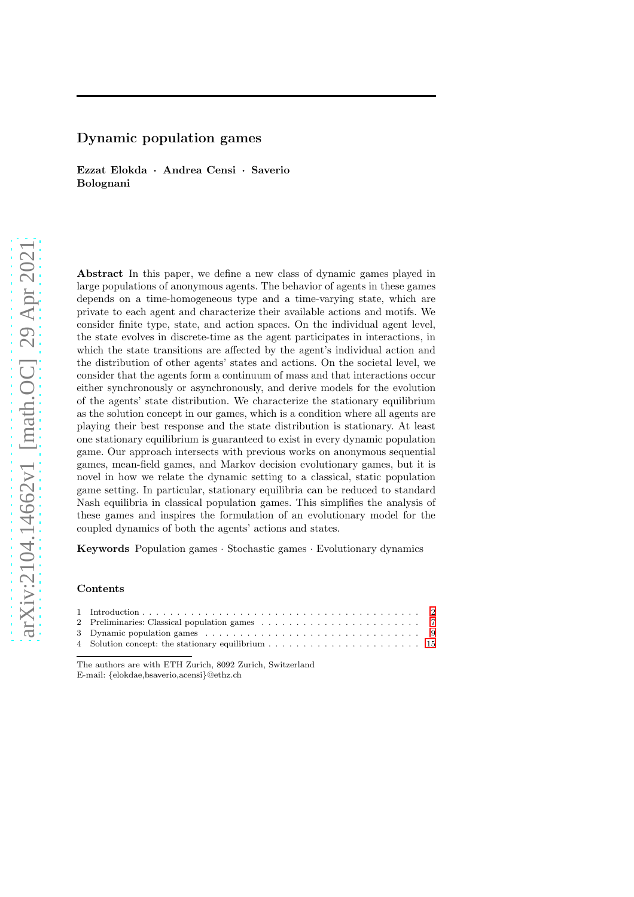# Dynamic population games

**Ezzat Elokda · Andrea Censi · Saverio Bolognani**

**Abstract** In this paper, we define a new class of dynamic games played in large populations of anonymous agents. The behavior of agents in these games depends on a time-homogeneous type and a time-varying state, which are private to each agent and characterize their available actions and motifs. We consider finite type, state, and action spaces. On the individual agent level, the state evolves in discrete-time as the agent participates in interactions, in which the state transitions are affected by the agent's individual action and the distribution of other agents' states and actions. On the societal level, we consider that the agents form a continuum of mass and that interactions occur either synchronously or asynchronously, and derive models for the evolution of the agents' state distribution. We characterize the stationary equilibrium as the solution concept in our games, which is a condition where all agents are playing their best response and the state distribution is stationary. At least one stationary equilibrium is guaranteed to exist in every dynamic population game. Our approach intersects with previous works on anonymous sequential games, mean-field games, and Markov decision evolutionary games, but it is novel in how we relate the dynamic setting to a classical, static population game setting. In particular, stationary equilibria can be reduced to standard Nash equilibria in classical population games. This simplifies the analysis of these games and inspires the formulation of an evolutionary model for the coupled dynamics of both the agents' actions and states.

**Keywords** Population games · Stochastic games · Evolutionary dynamics

**Contents**

1 Introduction . . . 2
2 Preliminaries: Classical population games . . . 7
3 Dynamic population games . . . 9
4 Solution concept: the stationary equilibrium . . . 15

---

The authors are with ETH Zurich, 8092 Zurich, Switzerland
E-mail: {elokdae,bsaverio,acensi}@ethz.ch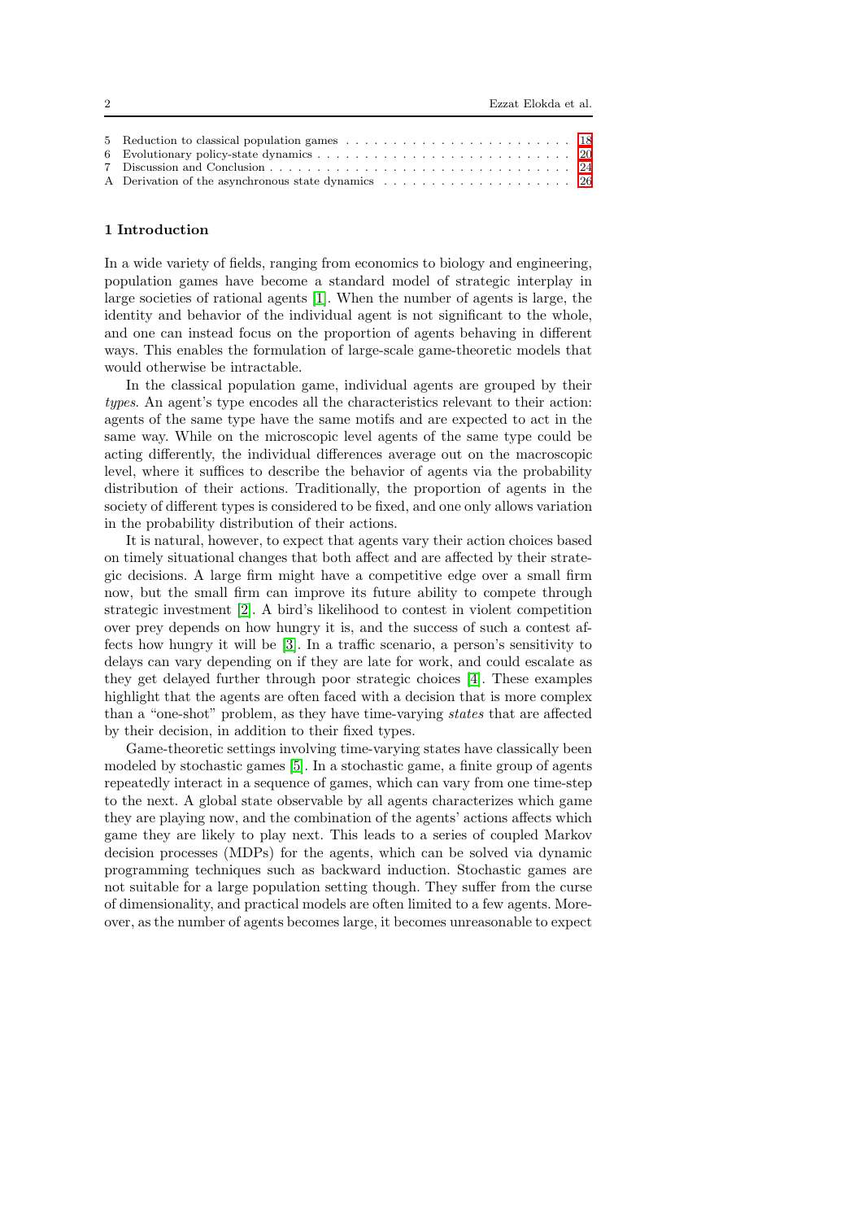5 Reduction to classical population games . . . . . . . . . . . . . . . . . . . . . . . . 18
6 Evolutionary policy-state dynamics . . . . . . . . . . . . . . . . . . . . . . . . . . . . 20
7 Discussion and Conclusion . . . . . . . . . . . . . . . . . . . . . . . . . . . . . . . . 24
A Derivation of the asynchronous state dynamics . . . . . . . . . . . . . . . . . . . . 26

## 1 Introduction

In a wide variety of fields, ranging from economics to biology and engineering, population games have become a standard model of strategic interplay in large societies of rational agents [1]. When the number of agents is large, the identity and behavior of the individual agent is not significant to the whole, and one can instead focus on the proportion of agents behaving in different ways. This enables the formulation of large-scale game-theoretic models that would otherwise be intractable.

In the classical population game, individual agents are grouped by their *types*. An agent's type encodes all the characteristics relevant to their action: agents of the same type have the same motifs and are expected to act in the same way. While on the microscopic level agents of the same type could be acting differently, the individual differences average out on the macroscopic level, where it suffices to describe the behavior of agents via the probability distribution of their actions. Traditionally, the proportion of agents in the society of different types is considered to be fixed, and one only allows variation in the probability distribution of their actions.

It is natural, however, to expect that agents vary their action choices based on timely situational changes that both affect and are affected by their strategic decisions. A large firm might have a competitive edge over a small firm now, but the small firm can improve its future ability to compete through strategic investment [2]. A bird's likelihood to contest in violent competition over prey depends on how hungry it is, and the success of such a contest affects how hungry it will be [3]. In a traffic scenario, a person's sensitivity to delays can vary depending on if they are late for work, and could escalate as they get delayed further through poor strategic choices [4]. These examples highlight that the agents are often faced with a decision that is more complex than a "one-shot" problem, as they have time-varying *states* that are affected by their decision, in addition to their fixed types.

Game-theoretic settings involving time-varying states have classically been modeled by stochastic games [5]. In a stochastic game, a finite group of agents repeatedly interact in a sequence of games, which can vary from one time-step to the next. A global state observable by all agents characterizes which game they are playing now, and the combination of the agents' actions affects which game they are likely to play next. This leads to a series of coupled Markov decision processes (MDPs) for the agents, which can be solved via dynamic programming techniques such as backward induction. Stochastic games are not suitable for a large population setting though. They suffer from the curse of dimensionality, and practical models are often limited to a few agents. Moreover, as the number of agents becomes large, it becomes unreasonable to expect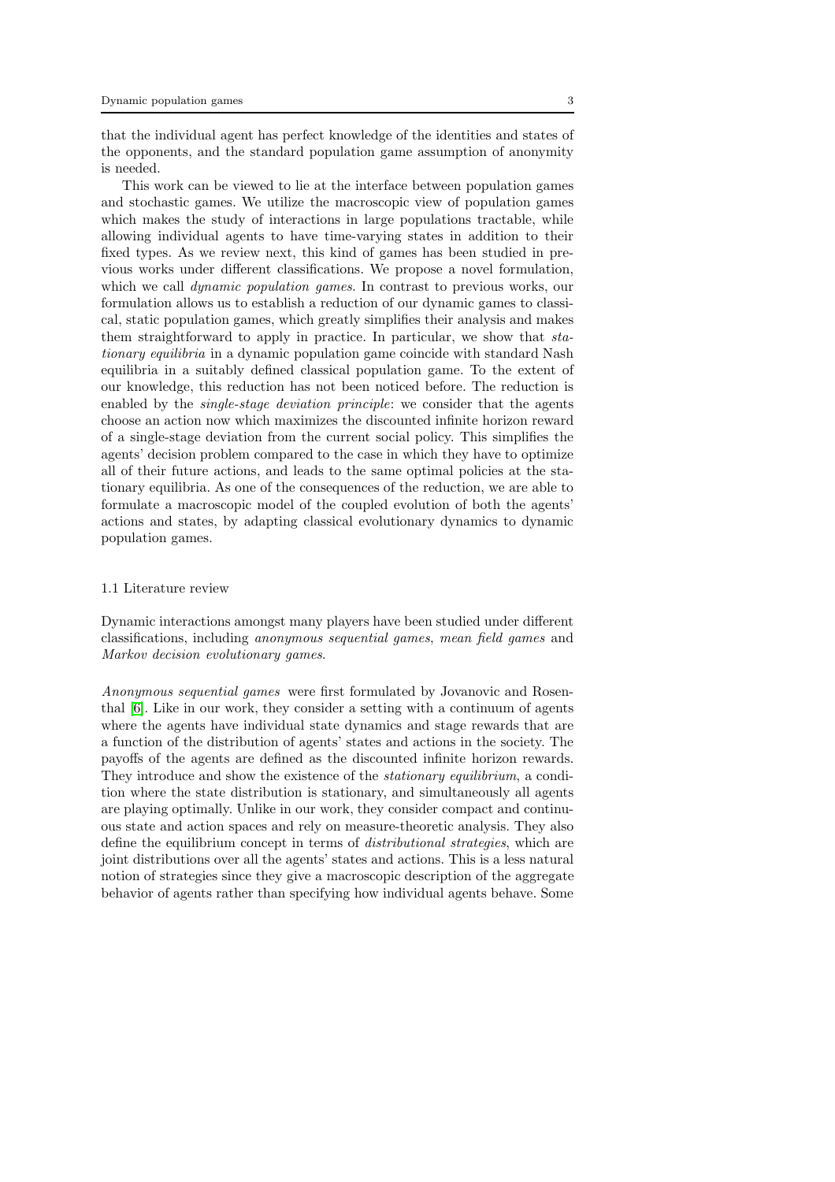that the individual agent has perfect knowledge of the identities and states of the opponents, and the standard population game assumption of anonymity is needed.

This work can be viewed to lie at the interface between population games and stochastic games. We utilize the macroscopic view of population games which makes the study of interactions in large populations tractable, while allowing individual agents to have time-varying states in addition to their fixed types. As we review next, this kind of games has been studied in previous works under different classifications. We propose a novel formulation, which we call *dynamic population games*. In contrast to previous works, our formulation allows us to establish a reduction of our dynamic games to classical, static population games, which greatly simplifies their analysis and makes them straightforward to apply in practice. In particular, we show that *stationary equilibria* in a dynamic population game coincide with standard Nash equilibria in a suitably defined classical population game. To the extent of our knowledge, this reduction has not been noticed before. The reduction is enabled by the *single-stage deviation principle*: we consider that the agents choose an action now which maximizes the discounted infinite horizon reward of a single-stage deviation from the current social policy. This simplifies the agents' decision problem compared to the case in which they have to optimize all of their future actions, and leads to the same optimal policies at the stationary equilibria. As one of the consequences of the reduction, we are able to formulate a macroscopic model of the coupled evolution of both the agents' actions and states, by adapting classical evolutionary dynamics to dynamic population games.

### 1.1 Literature review

Dynamic interactions amongst many players have been studied under different classifications, including *anonymous sequential games*, *mean field games* and *Markov decision evolutionary games*.

*Anonymous sequential games* were first formulated by Jovanovic and Rosenthal [6]. Like in our work, they consider a setting with a continuum of agents where the agents have individual state dynamics and stage rewards that are a function of the distribution of agents' states and actions in the society. The payoffs of the agents are defined as the discounted infinite horizon rewards. They introduce and show the existence of the *stationary equilibrium*, a condition where the state distribution is stationary, and simultaneously all agents are playing optimally. Unlike in our work, they consider compact and continuous state and action spaces and rely on measure-theoretic analysis. They also define the equilibrium concept in terms of *distributional strategies*, which are joint distributions over all the agents' states and actions. This is a less natural notion of strategies since they give a macroscopic description of the aggregate behavior of agents rather than specifying how individual agents behave. Some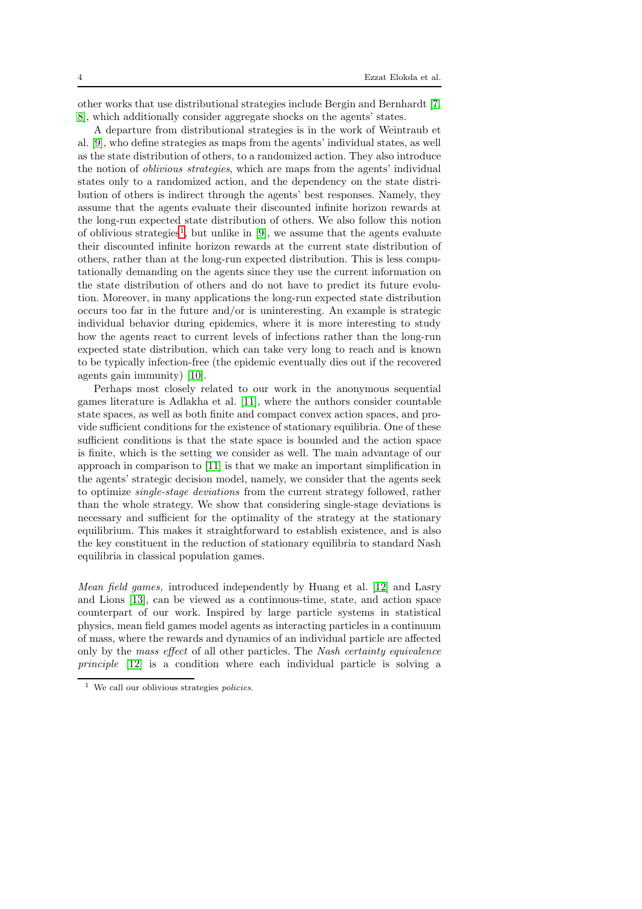other works that use distributional strategies include Bergin and Bernhardt [7, 8], which additionally consider aggregate shocks on the agents' states.

A departure from distributional strategies is in the work of Weintraub et al. [9], who define strategies as maps from the agents' individual states, as well as the state distribution of others, to a randomized action. They also introduce the notion of *oblivious strategies*, which are maps from the agents' individual states only to a randomized action, and the dependency on the state distribution of others is indirect through the agents' best responses. Namely, they assume that the agents evaluate their discounted infinite horizon rewards at the long-run expected state distribution of others. We also follow this notion of oblivious strategies[1], but unlike in [9], we assume that the agents evaluate their discounted infinite horizon rewards at the current state distribution of others, rather than at the long-run expected distribution. This is less computationally demanding on the agents since they use the current information on the state distribution of others and do not have to predict its future evolution. Moreover, in many applications the long-run expected state distribution occurs too far in the future and/or is uninteresting. An example is strategic individual behavior during epidemics, where it is more interesting to study how the agents react to current levels of infections rather than the long-run expected state distribution, which can take very long to reach and is known to be typically infection-free (the epidemic eventually dies out if the recovered agents gain immunity) [10].

Perhaps most closely related to our work in the anonymous sequential games literature is Adlakha et al. [11], where the authors consider countable state spaces, as well as both finite and compact convex action spaces, and provide sufficient conditions for the existence of stationary equilibria. One of these sufficient conditions is that the state space is bounded and the action space is finite, which is the setting we consider as well. The main advantage of our approach in comparison to [11] is that we make an important simplification in the agents' strategic decision model, namely, we consider that the agents seek to optimize *single-stage deviations* from the current strategy followed, rather than the whole strategy. We show that considering single-stage deviations is necessary and sufficient for the optimality of the strategy at the stationary equilibrium. This makes it straightforward to establish existence, and is also the key constituent in the reduction of stationary equilibria to standard Nash equilibria in classical population games.

*Mean field games,* introduced independently by Huang et al. [12] and Lasry and Lions [13], can be viewed as a continuous-time, state, and action space counterpart of our work. Inspired by large particle systems in statistical physics, mean field games model agents as interacting particles in a continuum of mass, where the rewards and dynamics of an individual particle are affected only by the *mass effect* of all other particles. The *Nash certainty equivalence principle* [12] is a condition where each individual particle is solving a

[1] We call our oblivious strategies *policies*.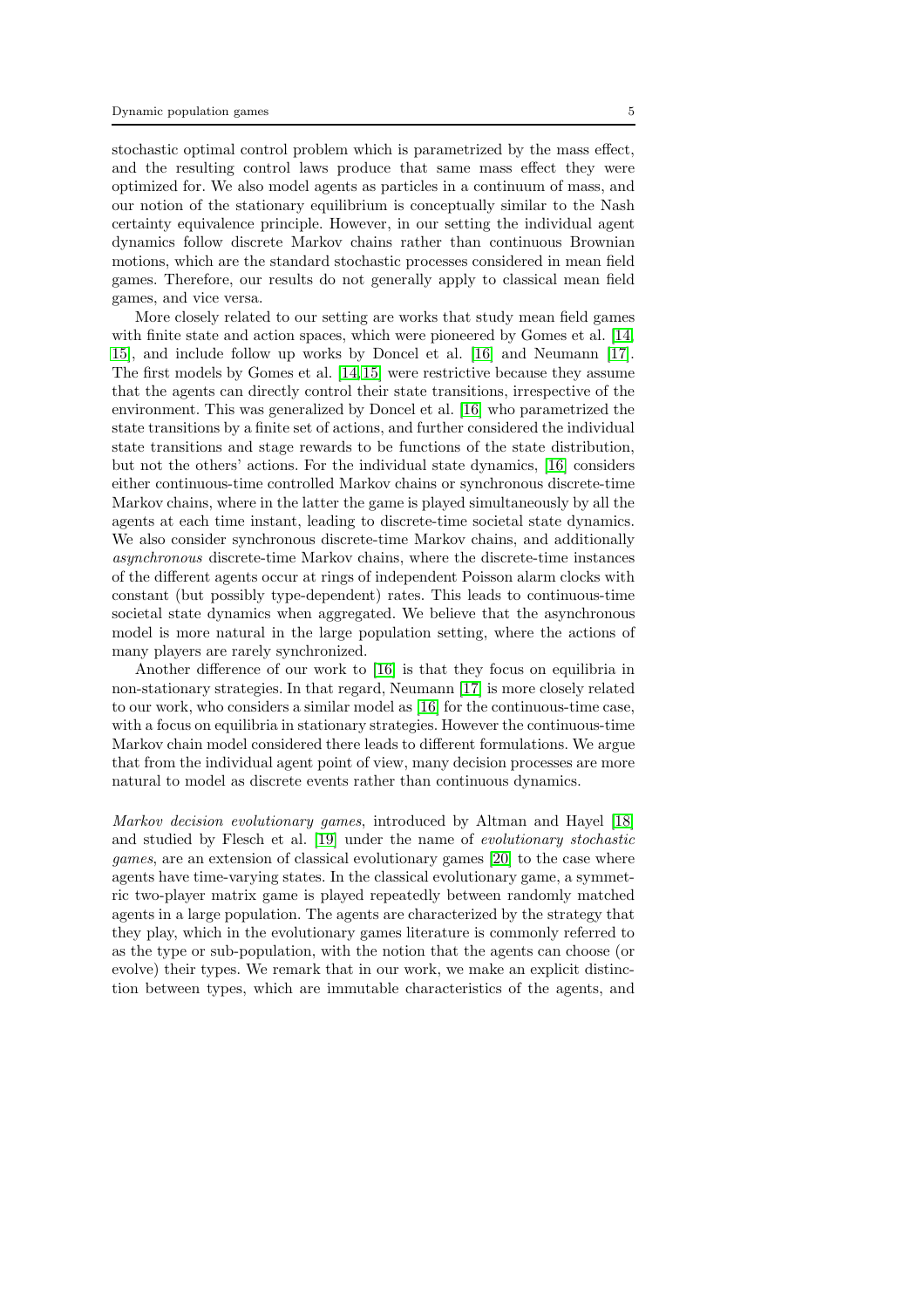stochastic optimal control problem which is parametrized by the mass effect, and the resulting control laws produce that same mass effect they were optimized for. We also model agents as particles in a continuum of mass, and our notion of the stationary equilibrium is conceptually similar to the Nash certainty equivalence principle. However, in our setting the individual agent dynamics follow discrete Markov chains rather than continuous Brownian motions, which are the standard stochastic processes considered in mean field games. Therefore, our results do not generally apply to classical mean field games, and vice versa.

More closely related to our setting are works that study mean field games with finite state and action spaces, which were pioneered by Gomes et al. [14, 15], and include follow up works by Doncel et al. [16] and Neumann [17]. The first models by Gomes et al. [14, 15] were restrictive because they assume that the agents can directly control their state transitions, irrespective of the environment. This was generalized by Doncel et al. [16] who parametrized the state transitions by a finite set of actions, and further considered the individual state transitions and stage rewards to be functions of the state distribution, but not the others' actions. For the individual state dynamics, [16] considers either continuous-time controlled Markov chains or synchronous discrete-time Markov chains, where in the latter the game is played simultaneously by all the agents at each time instant, leading to discrete-time societal state dynamics. We also consider synchronous discrete-time Markov chains, and additionally *asynchronous* discrete-time Markov chains, where the discrete-time instances of the different agents occur at rings of independent Poisson alarm clocks with constant (but possibly type-dependent) rates. This leads to continuous-time societal state dynamics when aggregated. We believe that the asynchronous model is more natural in the large population setting, where the actions of many players are rarely synchronized.

Another difference of our work to [16] is that they focus on equilibria in non-stationary strategies. In that regard, Neumann [17] is more closely related to our work, who considers a similar model as [16] for the continuous-time case, with a focus on equilibria in stationary strategies. However the continuous-time Markov chain model considered there leads to different formulations. We argue that from the individual agent point of view, many decision processes are more natural to model as discrete events rather than continuous dynamics.

*Markov decision evolutionary games*, introduced by Altman and Hayel [18] and studied by Flesch et al. [19] under the name of *evolutionary stochastic games*, are an extension of classical evolutionary games [20] to the case where agents have time-varying states. In the classical evolutionary game, a symmetric two-player matrix game is played repeatedly between randomly matched agents in a large population. The agents are characterized by the strategy that they play, which in the evolutionary games literature is commonly referred to as the type or sub-population, with the notion that the agents can choose (or evolve) their types. We remark that in our work, we make an explicit distinction between types, which are immutable characteristics of the agents, and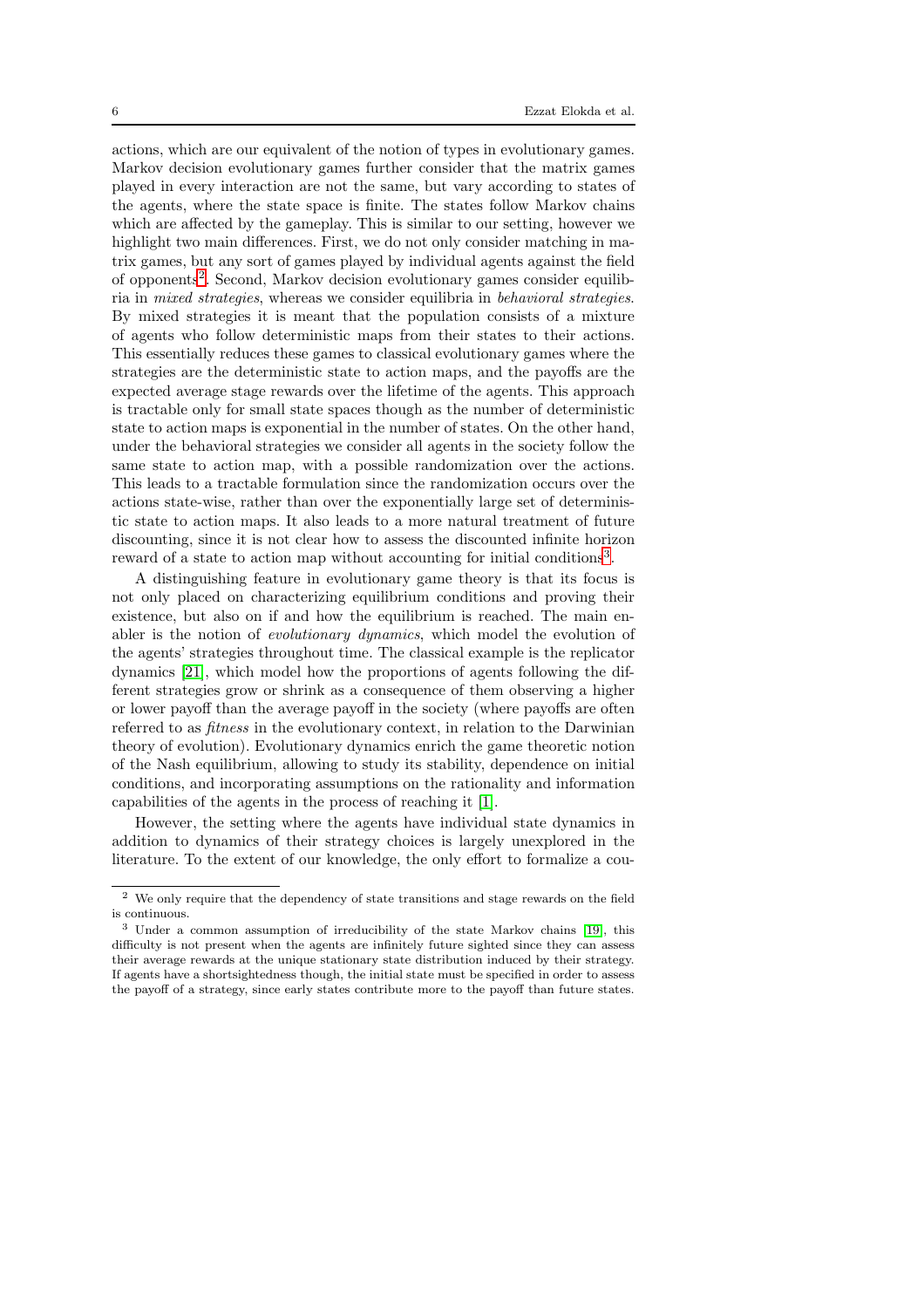actions, which are our equivalent of the notion of types in evolutionary games. Markov decision evolutionary games further consider that the matrix games played in every interaction are not the same, but vary according to states of the agents, where the state space is finite. The states follow Markov chains which are affected by the gameplay. This is similar to our setting, however we highlight two main differences. First, we do not only consider matching in matrix games, but any sort of games played by individual agents against the field of opponents[2]. Second, Markov decision evolutionary games consider equilibria in *mixed strategies*, whereas we consider equilibria in *behavioral strategies*. By mixed strategies it is meant that the population consists of a mixture of agents who follow deterministic maps from their states to their actions. This essentially reduces these games to classical evolutionary games where the strategies are the deterministic state to action maps, and the payoffs are the expected average stage rewards over the lifetime of the agents. This approach is tractable only for small state spaces though as the number of deterministic state to action maps is exponential in the number of states. On the other hand, under the behavioral strategies we consider all agents in the society follow the same state to action map, with a possible randomization over the actions. This leads to a tractable formulation since the randomization occurs over the actions state-wise, rather than over the exponentially large set of deterministic state to action maps. It also leads to a more natural treatment of future discounting, since it is not clear how to assess the discounted infinite horizon reward of a state to action map without accounting for initial conditions[3].

A distinguishing feature in evolutionary game theory is that its focus is not only placed on characterizing equilibrium conditions and proving their existence, but also on if and how the equilibrium is reached. The main enabler is the notion of *evolutionary dynamics*, which model the evolution of the agents' strategies throughout time. The classical example is the replicator dynamics [21], which model how the proportions of agents following the different strategies grow or shrink as a consequence of them observing a higher or lower payoff than the average payoff in the society (where payoffs are often referred to as *fitness* in the evolutionary context, in relation to the Darwinian theory of evolution). Evolutionary dynamics enrich the game theoretic notion of the Nash equilibrium, allowing to study its stability, dependence on initial conditions, and incorporating assumptions on the rationality and information capabilities of the agents in the process of reaching it [1].

However, the setting where the agents have individual state dynamics in addition to dynamics of their strategy choices is largely unexplored in the literature. To the extent of our knowledge, the only effort to formalize a cou-

---

[2] We only require that the dependency of state transitions and stage rewards on the field is continuous.

[3] Under a common assumption of irreducibility of the state Markov chains [19], this difficulty is not present when the agents are infinitely future sighted since they can assess their average rewards at the unique stationary state distribution induced by their strategy. If agents have a shortsightedness though, the initial state must be specified in order to assess the payoff of a strategy, since early states contribute more to the payoff than future states.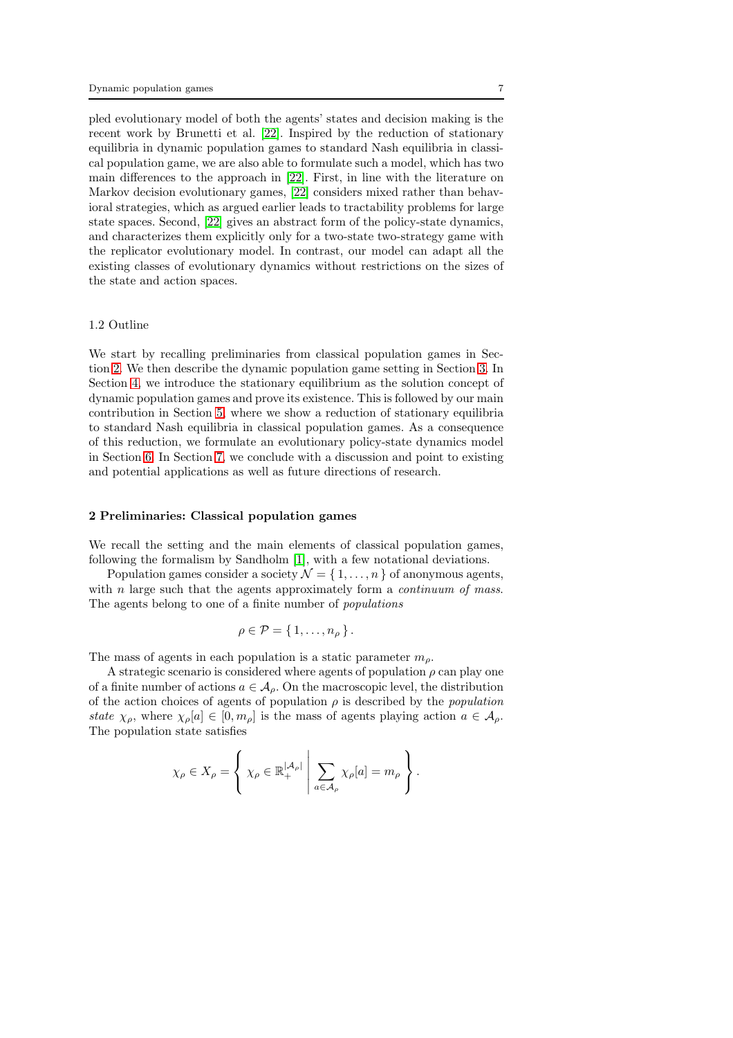pled evolutionary model of both the agents' states and decision making is the recent work by Brunetti et al. [22]. Inspired by the reduction of stationary equilibria in dynamic population games to standard Nash equilibria in classical population game, we are also able to formulate such a model, which has two main differences to the approach in [22]. First, in line with the literature on Markov decision evolutionary games, [22] considers mixed rather than behavioral strategies, which as argued earlier leads to tractability problems for large state spaces. Second, [22] gives an abstract form of the policy-state dynamics, and characterizes them explicitly only for a two-state two-strategy game with the replicator evolutionary model. In contrast, our model can adapt all the existing classes of evolutionary dynamics without restrictions on the sizes of the state and action spaces.

### 1.2 Outline

We start by recalling preliminaries from classical population games in Section 2. We then describe the dynamic population game setting in Section 3. In Section 4, we introduce the stationary equilibrium as the solution concept of dynamic population games and prove its existence. This is followed by our main contribution in Section 5, where we show a reduction of stationary equilibria to standard Nash equilibria in classical population games. As a consequence of this reduction, we formulate an evolutionary policy-state dynamics model in Section 6. In Section 7, we conclude with a discussion and point to existing and potential applications as well as future directions of research.

## 2 Preliminaries: Classical population games

We recall the setting and the main elements of classical population games, following the formalism by Sandholm [1], with a few notational deviations.

Population games consider a society $\mathcal{N} = \{1, \dots, n\}$ of anonymous agents, with $n$ large such that the agents approximately form a *continuum of mass*. The agents belong to one of a finite number of *populations*

$$\rho \in \mathcal{P} = \{1, \dots, n_\rho\}.$$

The mass of agents in each population is a static parameter $m_\rho$.

A strategic scenario is considered where agents of population $\rho$ can play one of a finite number of actions $a \in \mathcal{A}_\rho$. On the macroscopic level, the distribution of the action choices of agents of population $\rho$ is described by the *population state* $\chi_\rho$, where $\chi_\rho[a] \in [0, m_\rho]$ is the mass of agents playing action $a \in \mathcal{A}_\rho$. The population state satisfies

$$\chi_\rho \in X_\rho = \left\{ \chi_\rho \in \mathbb{R}_+^{|\mathcal{A}_\rho|} \;\middle|\; \sum_{a \in \mathcal{A}_\rho} \chi_\rho[a] = m_\rho \right\}.$$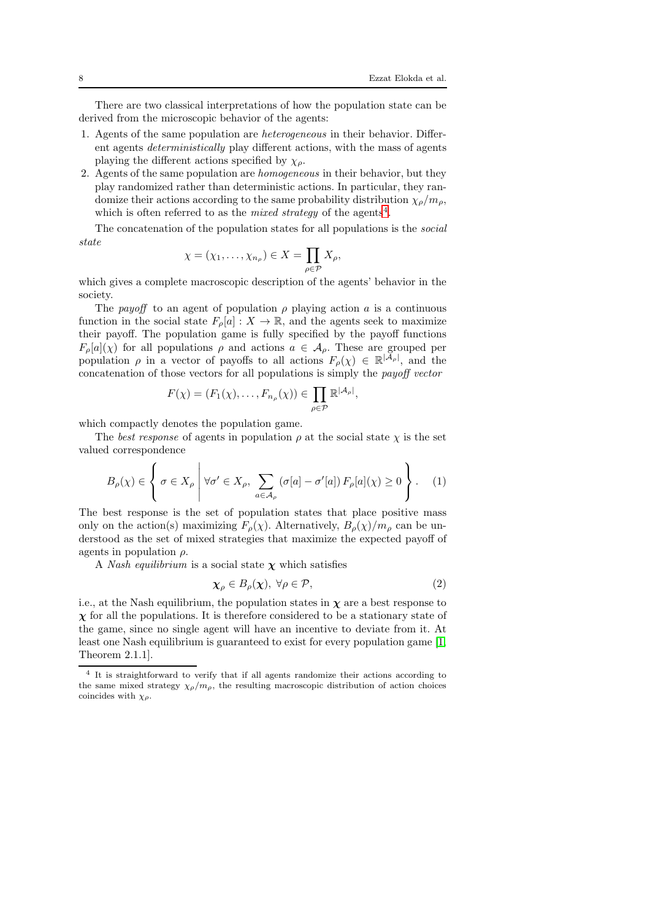There are two classical interpretations of how the population state can be derived from the microscopic behavior of the agents:

1. Agents of the same population are *heterogeneous* in their behavior. Different agents *deterministically* play different actions, with the mass of agents playing the different actions specified by $\chi_\rho$.
2. Agents of the same population are *homogeneous* in their behavior, but they play randomized rather than deterministic actions. In particular, they randomize their actions according to the same probability distribution $\chi_\rho / m_\rho$, which is often referred to as the *mixed strategy* of the agents[4].

The concatenation of the population states for all populations is the *social state*

$$\chi = (\chi_1, \ldots, \chi_{n_\rho}) \in X = \prod_{\rho \in \mathcal{P}} X_\rho,$$

which gives a complete macroscopic description of the agents' behavior in the society.

The *payoff* to an agent of population $\rho$ playing action $a$ is a continuous function in the social state $F_\rho[a] : X \rightarrow \mathbb{R}$, and the agents seek to maximize their payoff. The population game is fully specified by the payoff functions $F_\rho[a](\chi)$ for all populations $\rho$ and actions $a \in \mathcal{A}_\rho$. These are grouped per population $\rho$ in a vector of payoffs to all actions $F_\rho(\chi) \in \mathbb{R}^{|\mathcal{A}_\rho|}$, and the concatenation of those vectors for all populations is simply the *payoff vector*

$$F(\chi) = (F_1(\chi), \ldots, F_{n_\rho}(\chi)) \in \prod_{\rho \in \mathcal{P}} \mathbb{R}^{|\mathcal{A}_\rho|},$$

which compactly denotes the population game.

The *best response* of agents in population $\rho$ at the social state $\chi$ is the set valued correspondence

$$B_\rho(\chi) \in \left\{ \sigma \in X_\rho \;\middle|\; \forall \sigma' \in X_\rho, \; \sum_{a \in \mathcal{A}_\rho} (\sigma[a] - \sigma'[a]) \, F_\rho[a](\chi) \geq 0 \right\}. \quad (1)$$

The best response is the set of population states that place positive mass only on the action(s) maximizing $F_\rho(\chi)$. Alternatively, $B_\rho(\chi)/m_\rho$ can be understood as the set of mixed strategies that maximize the expected payoff of agents in population $\rho$.

A *Nash equilibrium* is a social state $\boldsymbol{\chi}$ which satisfies

$$\boldsymbol{\chi}_\rho \in B_\rho(\boldsymbol{\chi}), \; \forall \rho \in \mathcal{P}, \quad (2)$$

i.e., at the Nash equilibrium, the population states in $\boldsymbol{\chi}$ are a best response to $\boldsymbol{\chi}$ for all the populations. It is therefore considered to be a stationary state of the game, since no single agent will have an incentive to deviate from it. At least one Nash equilibrium is guaranteed to exist for every population game [1, Theorem 2.1.1].

[4] It is straightforward to verify that if all agents randomize their actions according to the same mixed strategy $\chi_\rho / m_\rho$, the resulting macroscopic distribution of action choices coincides with $\chi_\rho$.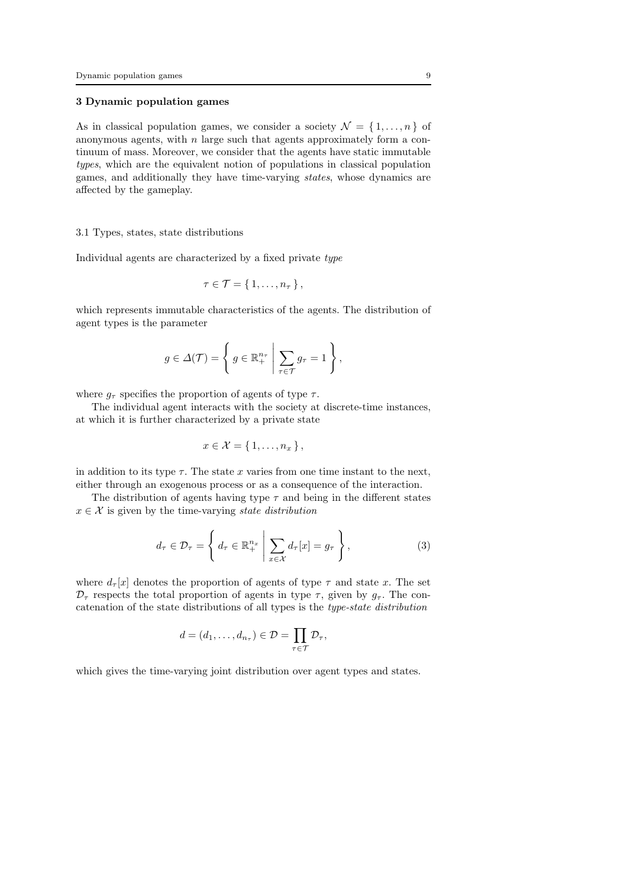## 3 Dynamic population games

As in classical population games, we consider a society $\mathcal{N} = \{ 1, \dots, n \}$ of anonymous agents, with $n$ large such that agents approximately form a continuum of mass. Moreover, we consider that the agents have static immutable *types*, which are the equivalent notion of populations in classical population games, and additionally they have time-varying *states*, whose dynamics are affected by the gameplay.

### 3.1 Types, states, state distributions

Individual agents are characterized by a fixed private *type*

$$\tau \in \mathcal{T} = \{ 1, \dots, n_\tau \},$$

which represents immutable characteristics of the agents. The distribution of agent types is the parameter

$$g \in \Delta(\mathcal{T}) = \left\{ g \in \mathbb{R}_+^{n_\tau} \;\middle|\; \sum_{\tau \in \mathcal{T}} g_\tau = 1 \right\},$$

where $g_\tau$ specifies the proportion of agents of type $\tau$.

The individual agent interacts with the society at discrete-time instances, at which it is further characterized by a private state

$$x \in \mathcal{X} = \{ 1, \dots, n_x \},$$

in addition to its type $\tau$. The state $x$ varies from one time instant to the next, either through an exogenous process or as a consequence of the interaction.

The distribution of agents having type $\tau$ and being in the different states $x \in \mathcal{X}$ is given by the time-varying *state distribution*

$$d_\tau \in \mathcal{D}_\tau = \left\{ d_\tau \in \mathbb{R}_+^{n_x} \;\middle|\; \sum_{x \in \mathcal{X}} d_\tau[x] = g_\tau \right\}, \tag{3}$$

where $d_\tau[x]$ denotes the proportion of agents of type $\tau$ and state $x$. The set $\mathcal{D}_\tau$ respects the total proportion of agents in type $\tau$, given by $g_\tau$. The concatenation of the state distributions of all types is the *type-state distribution*

$$d = (d_1, \dots, d_{n_\tau}) \in \mathcal{D} = \prod_{\tau \in \mathcal{T}} \mathcal{D}_\tau,$$

which gives the time-varying joint distribution over agent types and states.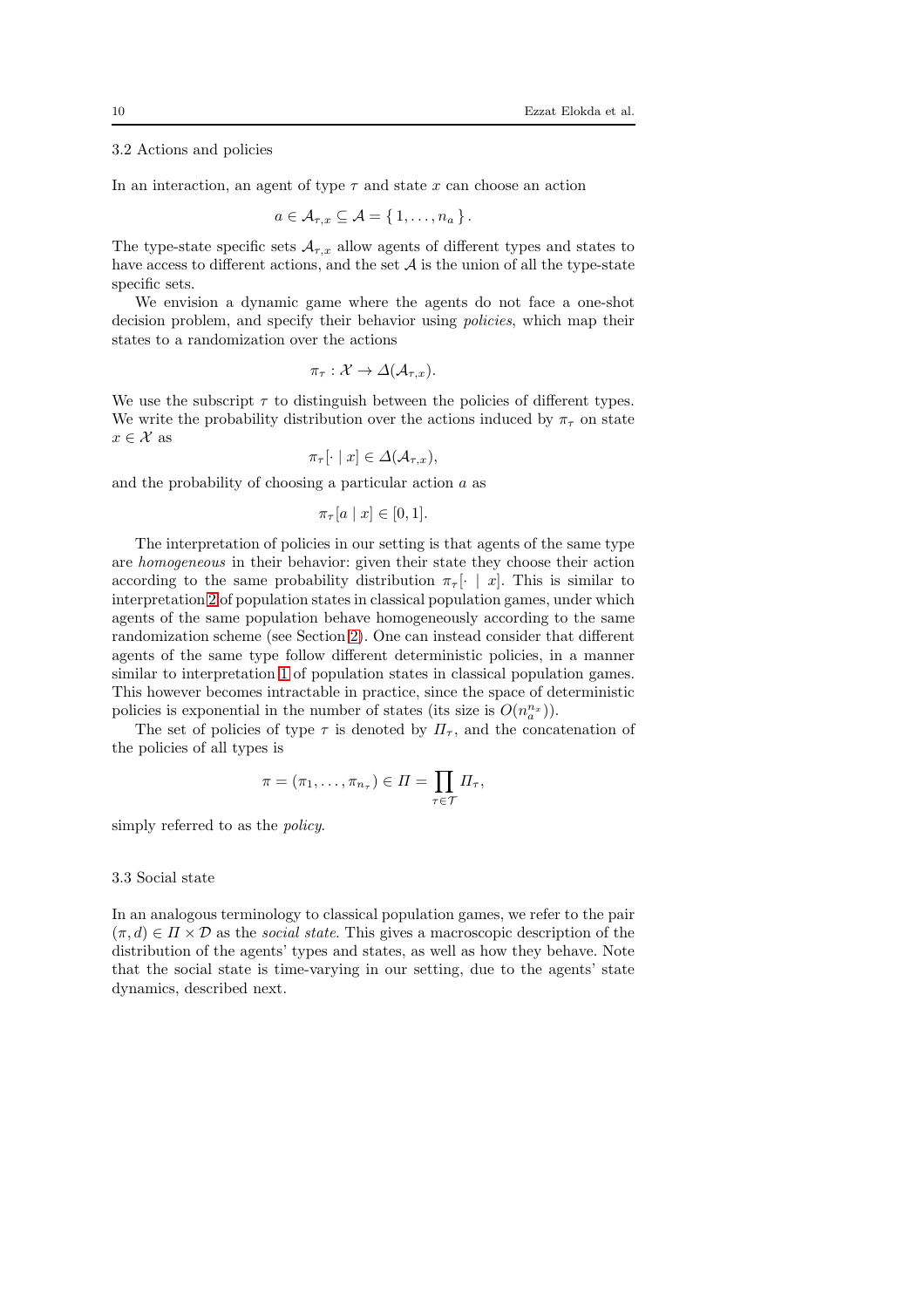### 3.2 Actions and policies

In an interaction, an agent of type $\tau$ and state $x$ can choose an action

$$a \in \mathcal{A}_{\tau,x} \subseteq \mathcal{A} = \{ 1, \ldots, n_a \}.$$

The type-state specific sets $\mathcal{A}_{\tau,x}$ allow agents of different types and states to have access to different actions, and the set $\mathcal{A}$ is the union of all the type-state specific sets.

We envision a dynamic game where the agents do not face a one-shot decision problem, and specify their behavior using *policies*, which map their states to a randomization over the actions

$$\pi_\tau : \mathcal{X} \to \Delta(\mathcal{A}_{\tau,x}).$$

We use the subscript $\tau$ to distinguish between the policies of different types. We write the probability distribution over the actions induced by $\pi_\tau$ on state $x \in \mathcal{X}$ as

$$\pi_\tau[\cdot \mid x] \in \Delta(\mathcal{A}_{\tau,x}),$$

and the probability of choosing a particular action $a$ as

$$\pi_\tau[a \mid x] \in [0, 1].$$

The interpretation of policies in our setting is that agents of the same type are *homogeneous* in their behavior: given their state they choose their action according to the same probability distribution $\pi_\tau[\cdot \mid x]$. This is similar to interpretation 2 of population states in classical population games, under which agents of the same population behave homogeneously according to the same randomization scheme (see Section 2). One can instead consider that different agents of the same type follow different deterministic policies, in a manner similar to interpretation 1 of population states in classical population games. This however becomes intractable in practice, since the space of deterministic policies is exponential in the number of states (its size is $O(n_a^{n_x})$).

The set of policies of type $\tau$ is denoted by $\Pi_\tau$, and the concatenation of the policies of all types is

$$\pi = (\pi_1, \ldots, \pi_{n_\tau}) \in \Pi = \prod_{\tau \in \mathcal{T}} \Pi_\tau,$$

simply referred to as the *policy*.

### 3.3 Social state

In an analogous terminology to classical population games, we refer to the pair $(\pi, d) \in \Pi \times \mathcal{D}$ as the *social state*. This gives a macroscopic description of the distribution of the agents' types and states, as well as how they behave. Note that the social state is time-varying in our setting, due to the agents' state dynamics, described next.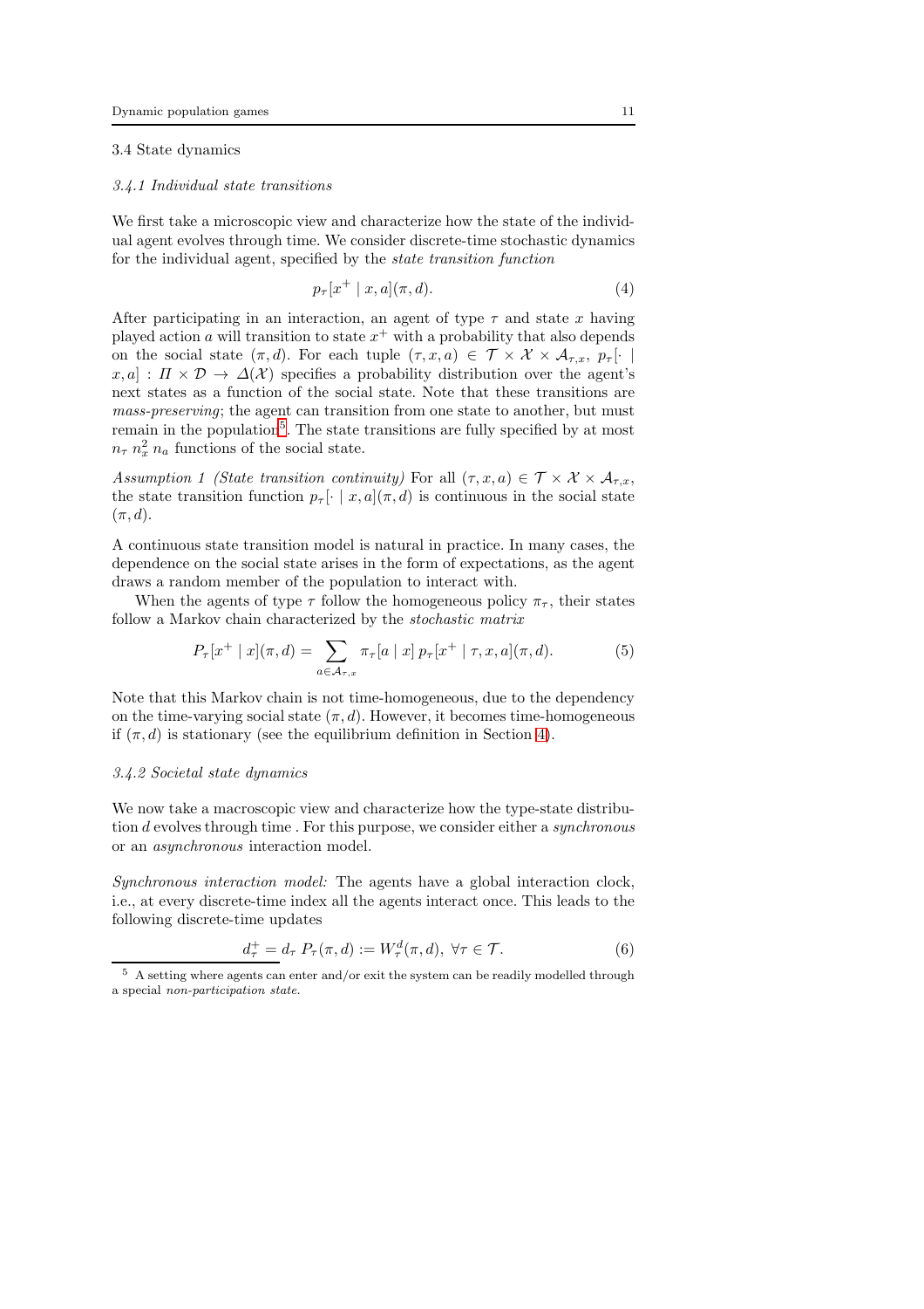### 3.4 State dynamics

#### *3.4.1 Individual state transitions*

We first take a microscopic view and characterize how the state of the individual agent evolves through time. We consider discrete-time stochastic dynamics for the individual agent, specified by the *state transition function*

$$p_\tau[x^+ \mid x, a](\pi, d). \tag{4}$$

After participating in an interaction, an agent of type $\tau$ and state $x$ having played action $a$ will transition to state $x^+$ with a probability that also depends on the social state $(\pi, d)$. For each tuple $(\tau, x, a) \in \mathcal{T} \times \mathcal{X} \times \mathcal{A}_{\tau,x}$, $p_\tau[\cdot \mid x, a] : \Pi \times \mathcal{D} \rightarrow \Delta(\mathcal{X})$ specifies a probability distribution over the agent's next states as a function of the social state. Note that these transitions are *mass-preserving*; the agent can transition from one state to another, but must remain in the population[5]. The state transitions are fully specified by at most $n_\tau \, n_x^2 \, n_a$ functions of the social state.

*Assumption 1 (State transition continuity)* For all $(\tau, x, a) \in \mathcal{T} \times \mathcal{X} \times \mathcal{A}_{\tau,x}$, the state transition function $p_\tau[\cdot \mid x, a](\pi, d)$ is continuous in the social state $(\pi, d)$.

A continuous state transition model is natural in practice. In many cases, the dependence on the social state arises in the form of expectations, as the agent draws a random member of the population to interact with.

When the agents of type $\tau$ follow the homogeneous policy $\pi_\tau$, their states follow a Markov chain characterized by the *stochastic matrix*

$$P_\tau[x^+ \mid x](\pi, d) = \sum_{a \in \mathcal{A}_{\tau,x}} \pi_\tau[a \mid x] \, p_\tau[x^+ \mid \tau, x, a](\pi, d). \tag{5}$$

Note that this Markov chain is not time-homogeneous, due to the dependency on the time-varying social state $(\pi, d)$. However, it becomes time-homogeneous if $(\pi, d)$ is stationary (see the equilibrium definition in Section 4).

#### *3.4.2 Societal state dynamics*

We now take a macroscopic view and characterize how the type-state distribution $d$ evolves through time . For this purpose, we consider either a *synchronous* or an *asynchronous* interaction model.

*Synchronous interaction model:* The agents have a global interaction clock, i.e., at every discrete-time index all the agents interact once. This leads to the following discrete-time updates

$$d_\tau^+ = d_\tau \, P_\tau(\pi, d) := W_\tau^d(\pi, d), \; \forall \tau \in \mathcal{T}. \tag{6}$$

[5] A setting where agents can enter and/or exit the system can be readily modelled through a special *non-participation state*.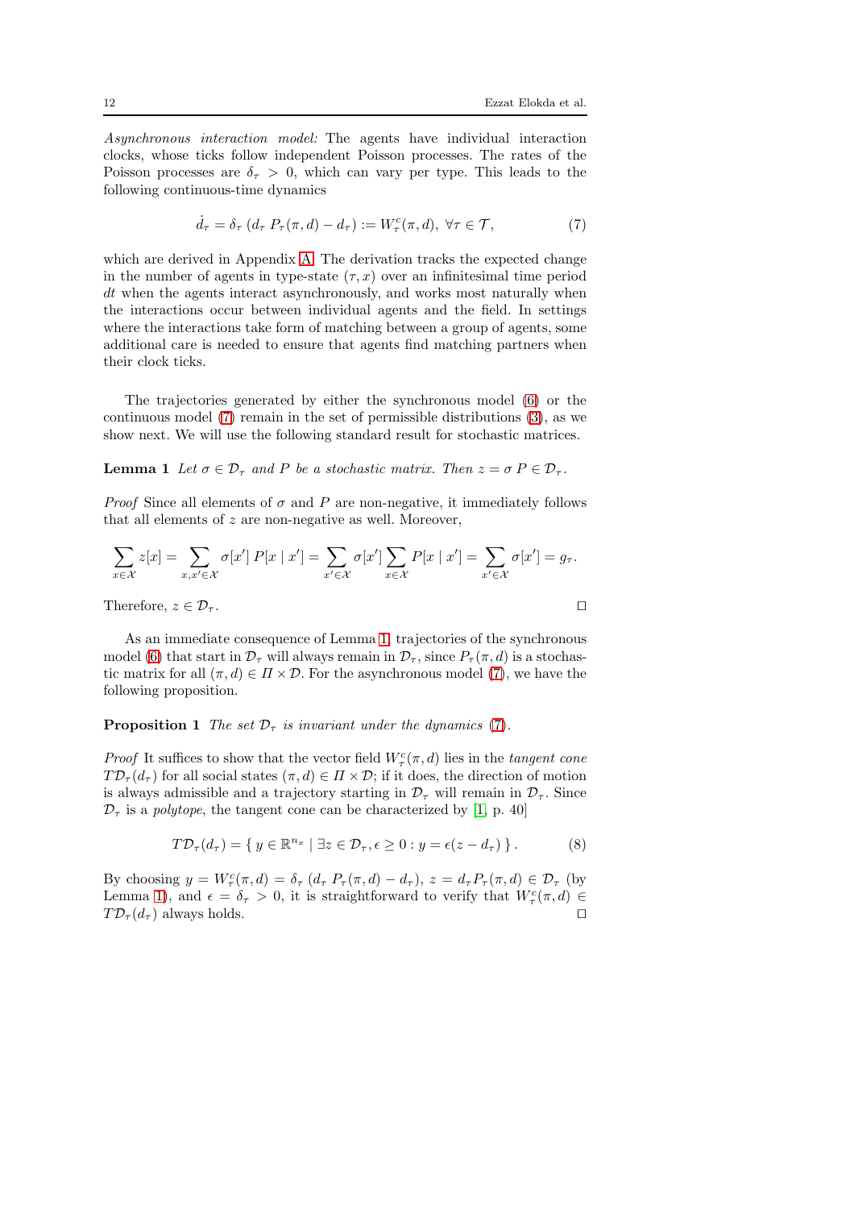*Asynchronous interaction model:* The agents have individual interaction clocks, whose ticks follow independent Poisson processes. The rates of the Poisson processes are $\delta_\tau > 0$, which can vary per type. This leads to the following continuous-time dynamics

$$\dot{d}_\tau = \delta_\tau \left(d_\tau \, P_\tau(\pi, d) - d_\tau\right) := W^c_\tau(\pi, d), \; \forall \tau \in \mathcal{T}, \tag{7}$$

which are derived in Appendix A. The derivation tracks the expected change in the number of agents in type-state $(\tau, x)$ over an infinitesimal time period $dt$ when the agents interact asynchronously, and works most naturally when the interactions occur between individual agents and the field. In settings where the interactions take form of matching between a group of agents, some additional care is needed to ensure that agents find matching partners when their clock ticks.

The trajectories generated by either the synchronous model (6) or the continuous model (7) remain in the set of permissible distributions (3), as we show next. We will use the following standard result for stochastic matrices.

**Lemma 1** *Let $\sigma \in \mathcal{D}_\tau$ and $P$ be a stochastic matrix. Then $z = \sigma \, P \in \mathcal{D}_\tau$.*

*Proof* Since all elements of $\sigma$ and $P$ are non-negative, it immediately follows that all elements of $z$ are non-negative as well. Moreover,

$$\sum_{x \in \mathcal{X}} z[x] = \sum_{x, x' \in \mathcal{X}} \sigma[x'] \, P[x \mid x'] = \sum_{x' \in \mathcal{X}} \sigma[x'] \sum_{x \in \mathcal{X}} P[x \mid x'] = \sum_{x' \in \mathcal{X}} \sigma[x'] = g_\tau.$$

Therefore, $z \in \mathcal{D}_\tau$. $\square$

As an immediate consequence of Lemma 1, trajectories of the synchronous model (6) that start in $\mathcal{D}_\tau$ will always remain in $\mathcal{D}_\tau$, since $P_\tau(\pi, d)$ is a stochastic matrix for all $(\pi, d) \in \Pi \times \mathcal{D}$. For the asynchronous model (7), we have the following proposition.

**Proposition 1** *The set $\mathcal{D}_\tau$ is invariant under the dynamics (7).*

*Proof* It suffices to show that the vector field $W^c_\tau(\pi, d)$ lies in the *tangent cone* $T\mathcal{D}_\tau(d_\tau)$ for all social states $(\pi, d) \in \Pi \times \mathcal{D}$; if it does, the direction of motion is always admissible and a trajectory starting in $\mathcal{D}_\tau$ will remain in $\mathcal{D}_\tau$. Since $\mathcal{D}_\tau$ is a *polytope*, the tangent cone can be characterized by [1, p. 40]

$$T\mathcal{D}_\tau(d_\tau) = \left\{ \, y \in \mathbb{R}^{n_x} \mid \exists z \in \mathcal{D}_\tau, \epsilon \geq 0 : y = \epsilon(z - d_\tau) \, \right\}. \tag{8}$$

By choosing $y = W^c_\tau(\pi, d) = \delta_\tau \left(d_\tau \, P_\tau(\pi, d) - d_\tau\right)$, $z = d_\tau P_\tau(\pi, d) \in \mathcal{D}_\tau$ (by Lemma 1), and $\epsilon = \delta_\tau > 0$, it is straightforward to verify that $W^c_\tau(\pi, d) \in T\mathcal{D}_\tau(d_\tau)$ always holds. $\square$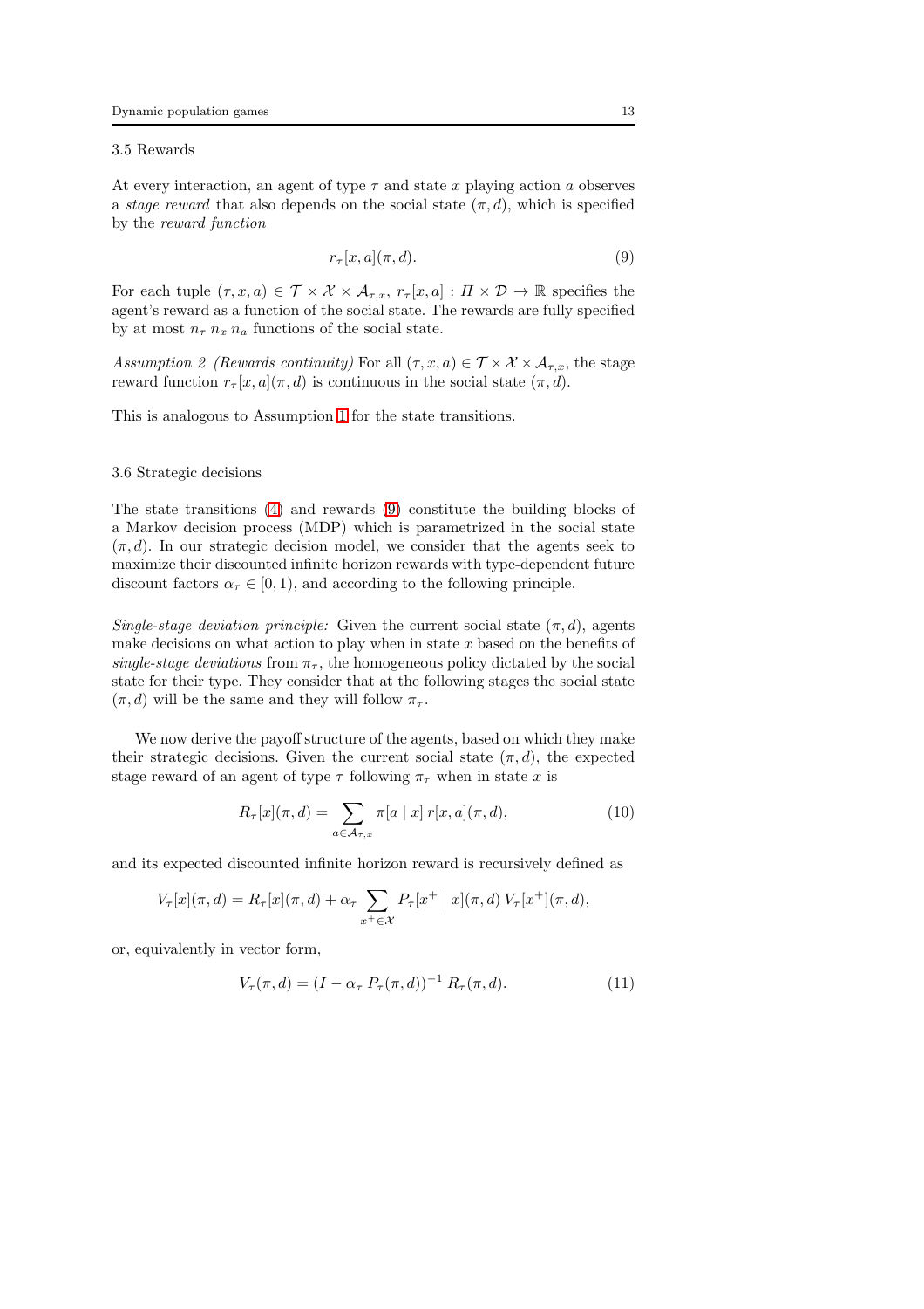### 3.5 Rewards

At every interaction, an agent of type $\tau$ and state $x$ playing action $a$ observes a *stage reward* that also depends on the social state $(\pi, d)$, which is specified by the *reward function*

$$r_\tau[x, a](\pi, d). \tag{9}$$

For each tuple $(\tau, x, a) \in \mathcal{T} \times \mathcal{X} \times \mathcal{A}_{\tau,x}$, $r_\tau[x, a] : \Pi \times \mathcal{D} \to \mathbb{R}$ specifies the agent's reward as a function of the social state. The rewards are fully specified by at most $n_\tau \, n_x \, n_a$ functions of the social state.

*Assumption 2 (Rewards continuity)* For all $(\tau, x, a) \in \mathcal{T} \times \mathcal{X} \times \mathcal{A}_{\tau,x}$, the stage reward function $r_\tau[x, a](\pi, d)$ is continuous in the social state $(\pi, d)$.

This is analogous to Assumption 1 for the state transitions.

### 3.6 Strategic decisions

The state transitions (4) and rewards (9) constitute the building blocks of a Markov decision process (MDP) which is parametrized in the social state $(\pi, d)$. In our strategic decision model, we consider that the agents seek to maximize their discounted infinite horizon rewards with type-dependent future discount factors $\alpha_\tau \in [0, 1)$, and according to the following principle.

*Single-stage deviation principle:* Given the current social state $(\pi, d)$, agents make decisions on what action to play when in state $x$ based on the benefits of *single-stage deviations* from $\pi_\tau$, the homogeneous policy dictated by the social state for their type. They consider that at the following stages the social state $(\pi, d)$ will be the same and they will follow $\pi_\tau$.

We now derive the payoff structure of the agents, based on which they make their strategic decisions. Given the current social state $(\pi, d)$, the expected stage reward of an agent of type $\tau$ following $\pi_\tau$ when in state $x$ is

$$R_\tau[x](\pi, d) = \sum_{a \in \mathcal{A}_{\tau,x}} \pi[a \mid x] \, r[x, a](\pi, d), \tag{10}$$

and its expected discounted infinite horizon reward is recursively defined as

$$V_\tau[x](\pi, d) = R_\tau[x](\pi, d) + \alpha_\tau \sum_{x^+ \in \mathcal{X}} P_\tau[x^+ \mid x](\pi, d) \, V_\tau[x^+](\pi, d),$$

or, equivalently in vector form,

$$V_\tau(\pi, d) = (I - \alpha_\tau \, P_\tau(\pi, d))^{-1} \, R_\tau(\pi, d). \tag{11}$$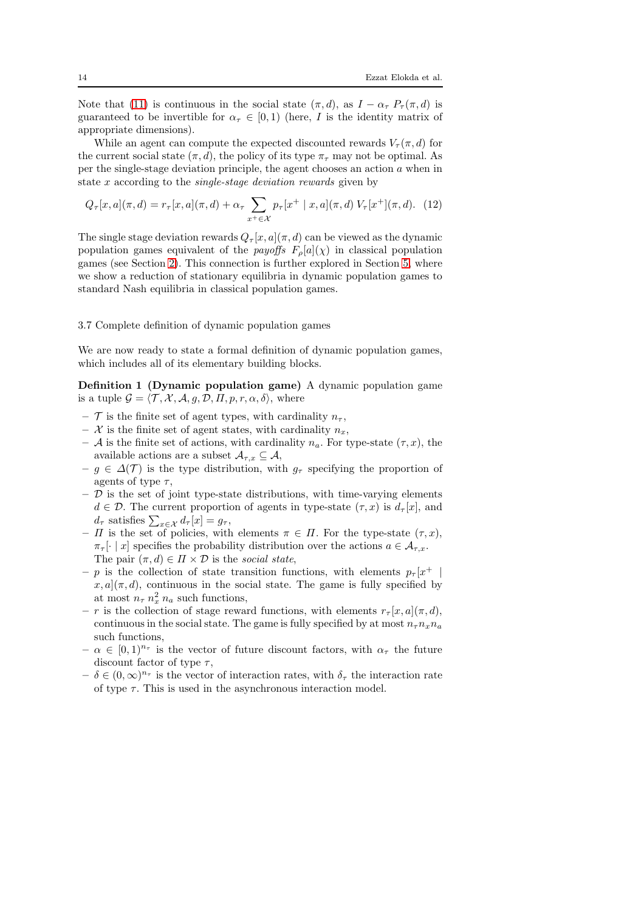Note that (11) is continuous in the social state $(\pi, d)$, as $I - \alpha_\tau \, P_\tau(\pi, d)$ is guaranteed to be invertible for $\alpha_\tau \in [0, 1)$ (here, $I$ is the identity matrix of appropriate dimensions).

While an agent can compute the expected discounted rewards $V_\tau(\pi, d)$ for the current social state $(\pi, d)$, the policy of its type $\pi_\tau$ may not be optimal. As per the single-stage deviation principle, the agent chooses an action $a$ when in state $x$ according to the *single-stage deviation rewards* given by

$$Q_\tau[x, a](\pi, d) = r_\tau[x, a](\pi, d) + \alpha_\tau \sum_{x^+ \in \mathcal{X}} p_\tau[x^+ \mid x, a](\pi, d) \, V_\tau[x^+](\pi, d). \quad (12)$$

The single stage deviation rewards $Q_\tau[x, a](\pi, d)$ can be viewed as the dynamic population games equivalent of the *payoffs* $F_\rho[a](\chi)$ in classical population games (see Section 2). This connection is further explored in Section 5, where we show a reduction of stationary equilibria in dynamic population games to standard Nash equilibria in classical population games.

### 3.7 Complete definition of dynamic population games

We are now ready to state a formal definition of dynamic population games, which includes all of its elementary building blocks.

**Definition 1 (Dynamic population game)** A dynamic population game is a tuple $\mathcal{G} = \langle \mathcal{T}, \mathcal{X}, \mathcal{A}, g, \mathcal{D}, \Pi, p, r, \alpha, \delta \rangle$, where

- $\mathcal{T}$ is the finite set of agent types, with cardinality $n_\tau$,
- $\mathcal{X}$ is the finite set of agent states, with cardinality $n_x$,
- $\mathcal{A}$ is the finite set of actions, with cardinality $n_a$. For type-state $(\tau, x)$, the available actions are a subset $\mathcal{A}_{\tau,x} \subseteq \mathcal{A}$,
- $g \in \Delta(\mathcal{T})$ is the type distribution, with $g_\tau$ specifying the proportion of agents of type $\tau$,
- $\mathcal{D}$ is the set of joint type-state distributions, with time-varying elements $d \in \mathcal{D}$. The current proportion of agents in type-state $(\tau, x)$ is $d_\tau[x]$, and $d_\tau$ satisfies $\sum_{x \in \mathcal{X}} d_\tau[x] = g_\tau$,
- $\Pi$ is the set of policies, with elements $\pi \in \Pi$. For the type-state $(\tau, x)$, $\pi_\tau[\cdot \mid x]$ specifies the probability distribution over the actions $a \in \mathcal{A}_{\tau,x}$. The pair $(\pi, d) \in \Pi \times \mathcal{D}$ is the *social state*,
- $p$ is the collection of state transition functions, with elements $p_\tau[x^+ \mid x, a](\pi, d)$, continuous in the social state. The game is fully specified by at most $n_\tau \, n_x^2 \, n_a$ such functions,
- $r$ is the collection of stage reward functions, with elements $r_\tau[x, a](\pi, d)$, continuous in the social state. The game is fully specified by at most $n_\tau n_x n_a$ such functions,
- $\alpha \in [0, 1)^{n_\tau}$ is the vector of future discount factors, with $\alpha_\tau$ the future discount factor of type $\tau$,
- $\delta \in (0, \infty)^{n_\tau}$ is the vector of interaction rates, with $\delta_\tau$ the interaction rate of type $\tau$. This is used in the asynchronous interaction model.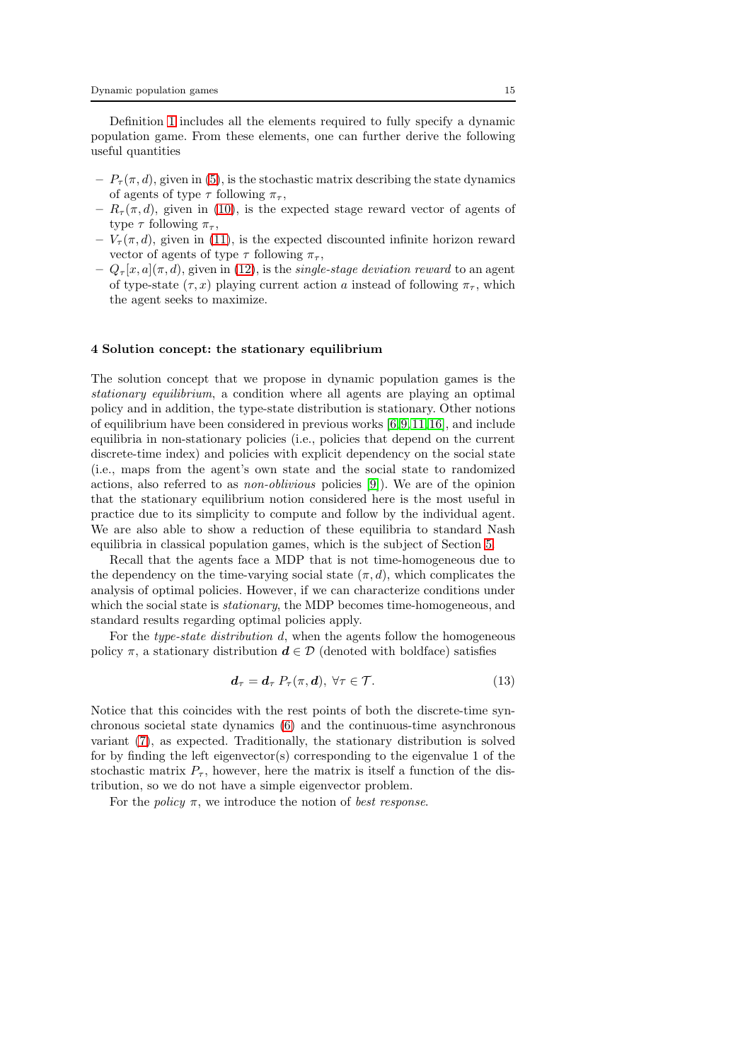Definition 1 includes all the elements required to fully specify a dynamic population game. From these elements, one can further derive the following useful quantities

- $P_\tau(\pi, d)$, given in (5), is the stochastic matrix describing the state dynamics of agents of type $\tau$ following $\pi_\tau$,
- $R_\tau(\pi, d)$, given in (10), is the expected stage reward vector of agents of type $\tau$ following $\pi_\tau$,
- $V_\tau(\pi, d)$, given in (11), is the expected discounted infinite horizon reward vector of agents of type $\tau$ following $\pi_\tau$,
- $Q_\tau[x, a](\pi, d)$, given in (12), is the *single-stage deviation reward* to an agent of type-state $(\tau, x)$ playing current action $a$ instead of following $\pi_\tau$, which the agent seeks to maximize.

## 4 Solution concept: the stationary equilibrium

The solution concept that we propose in dynamic population games is the *stationary equilibrium*, a condition where all agents are playing an optimal policy and in addition, the type-state distribution is stationary. Other notions of equilibrium have been considered in previous works [6,9,11,16], and include equilibria in non-stationary policies (i.e., policies that depend on the current discrete-time index) and policies with explicit dependency on the social state (i.e., maps from the agent's own state and the social state to randomized actions, also referred to as *non-oblivious* policies [9]). We are of the opinion that the stationary equilibrium notion considered here is the most useful in practice due to its simplicity to compute and follow by the individual agent. We are also able to show a reduction of these equilibria to standard Nash equilibria in classical population games, which is the subject of Section 5.

Recall that the agents face a MDP that is not time-homogeneous due to the dependency on the time-varying social state $(\pi, d)$, which complicates the analysis of optimal policies. However, if we can characterize conditions under which the social state is *stationary*, the MDP becomes time-homogeneous, and standard results regarding optimal policies apply.

For the *type-state distribution* $d$, when the agents follow the homogeneous policy $\pi$, a stationary distribution $\boldsymbol{d} \in \mathcal{D}$ (denoted with boldface) satisfies

$$\boldsymbol{d}_\tau = \boldsymbol{d}_\tau \, P_\tau(\pi, \boldsymbol{d}), \; \forall \tau \in \mathcal{T}. \tag{13}$$

Notice that this coincides with the rest points of both the discrete-time synchronous societal state dynamics (6) and the continuous-time asynchronous variant (7), as expected. Traditionally, the stationary distribution is solved for by finding the left eigenvector(s) corresponding to the eigenvalue 1 of the stochastic matrix $P_\tau$, however, here the matrix is itself a function of the distribution, so we do not have a simple eigenvector problem.

For the *policy* $\pi$, we introduce the notion of *best response*.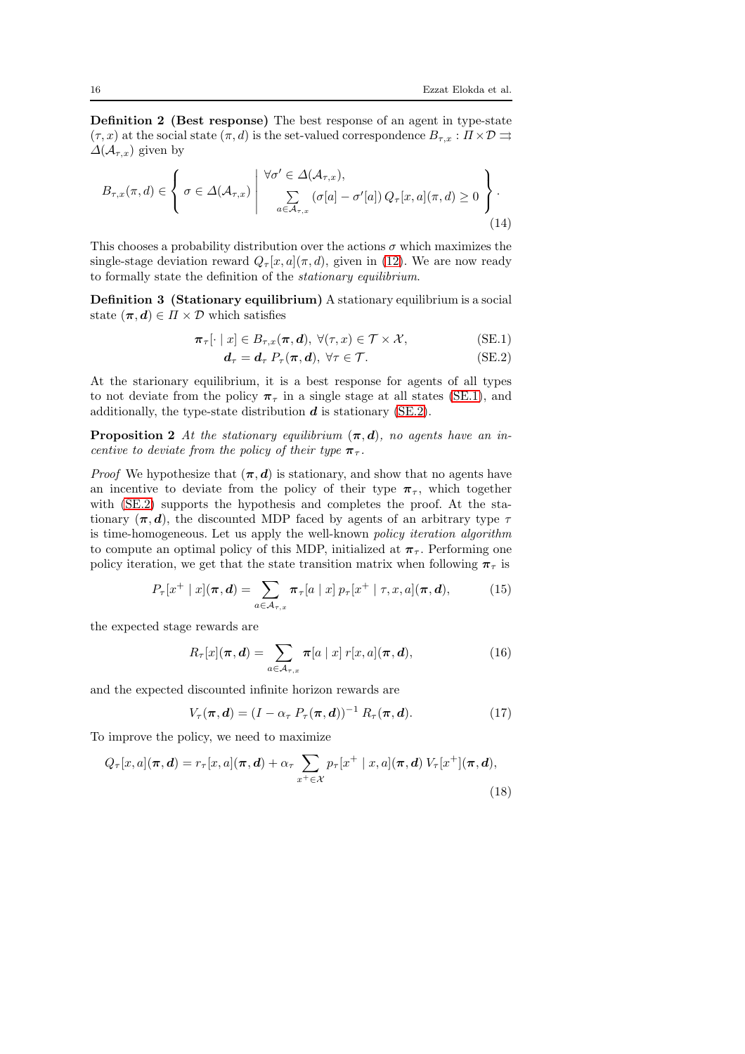**Definition 2 (Best response)** The best response of an agent in type-state $(\tau, x)$ at the social state $(\pi, d)$ is the set-valued correspondence $B_{\tau,x} : \Pi \times \mathcal{D} \rightrightarrows \Delta(\mathcal{A}_{\tau,x})$ given by

$$B_{\tau,x}(\pi, d) \in \left\{ \sigma \in \Delta(\mathcal{A}_{\tau,x}) \;\middle|\; \begin{array}{l} \forall \sigma' \in \Delta(\mathcal{A}_{\tau,x}), \\ \sum_{a \in \mathcal{A}_{\tau,x}} (\sigma[a] - \sigma'[a]) \, Q_\tau[x, a](\pi, d) \geq 0 \end{array} \right\}. \tag{14}$$

This chooses a probability distribution over the actions $\sigma$ which maximizes the single-stage deviation reward $Q_\tau[x, a](\pi, d)$, given in (12). We are now ready to formally state the definition of the *stationary equilibrium*.

**Definition 3 (Stationary equilibrium)** A stationary equilibrium is a social state $(\boldsymbol{\pi}, \boldsymbol{d}) \in \Pi \times \mathcal{D}$ which satisfies

$$\boldsymbol{\pi}_\tau[\cdot \mid x] \in B_{\tau,x}(\boldsymbol{\pi}, \boldsymbol{d}), \; \forall (\tau, x) \in \mathcal{T} \times \mathcal{X}, \tag{SE.1}$$

$$\boldsymbol{d}_\tau = \boldsymbol{d}_\tau \, P_\tau(\boldsymbol{\pi}, \boldsymbol{d}), \; \forall \tau \in \mathcal{T}. \tag{SE.2}$$

At the starionary equilibrium, it is a best response for agents of all types to not deviate from the policy $\boldsymbol{\pi}_\tau$ in a single stage at all states (SE.1), and additionally, the type-state distribution $\boldsymbol{d}$ is stationary (SE.2).

**Proposition 2** *At the stationary equilibrium $(\boldsymbol{\pi}, \boldsymbol{d})$, no agents have an incentive to deviate from the policy of their type $\boldsymbol{\pi}_\tau$.*

*Proof* We hypothesize that $(\boldsymbol{\pi}, \boldsymbol{d})$ is stationary, and show that no agents have an incentive to deviate from the policy of their type $\boldsymbol{\pi}_\tau$, which together with (SE.2) supports the hypothesis and completes the proof. At the stationary $(\boldsymbol{\pi}, \boldsymbol{d})$, the discounted MDP faced by agents of an arbitrary type $\tau$ is time-homogeneous. Let us apply the well-known *policy iteration algorithm* to compute an optimal policy of this MDP, initialized at $\boldsymbol{\pi}_\tau$. Performing one policy iteration, we get that the state transition matrix when following $\boldsymbol{\pi}_\tau$ is

$$P_\tau[x^+ \mid x](\boldsymbol{\pi}, \boldsymbol{d}) = \sum_{a \in \mathcal{A}_{\tau,x}} \boldsymbol{\pi}_\tau[a \mid x] \, p_\tau[x^+ \mid \tau, x, a](\boldsymbol{\pi}, \boldsymbol{d}), \tag{15}$$

the expected stage rewards are

$$R_\tau[x](\boldsymbol{\pi}, \boldsymbol{d}) = \sum_{a \in \mathcal{A}_{\tau,x}} \boldsymbol{\pi}[a \mid x] \, r[x, a](\boldsymbol{\pi}, \boldsymbol{d}), \tag{16}$$

and the expected discounted infinite horizon rewards are

$$V_\tau(\boldsymbol{\pi}, \boldsymbol{d}) = (I - \alpha_\tau \, P_\tau(\boldsymbol{\pi}, \boldsymbol{d}))^{-1} \, R_\tau(\boldsymbol{\pi}, \boldsymbol{d}). \tag{17}$$

To improve the policy, we need to maximize

$$Q_\tau[x, a](\boldsymbol{\pi}, \boldsymbol{d}) = r_\tau[x, a](\boldsymbol{\pi}, \boldsymbol{d}) + \alpha_\tau \sum_{x^+ \in \mathcal{X}} p_\tau[x^+ \mid x, a](\boldsymbol{\pi}, \boldsymbol{d}) \, V_\tau[x^+](\boldsymbol{\pi}, \boldsymbol{d}), \tag{18}$$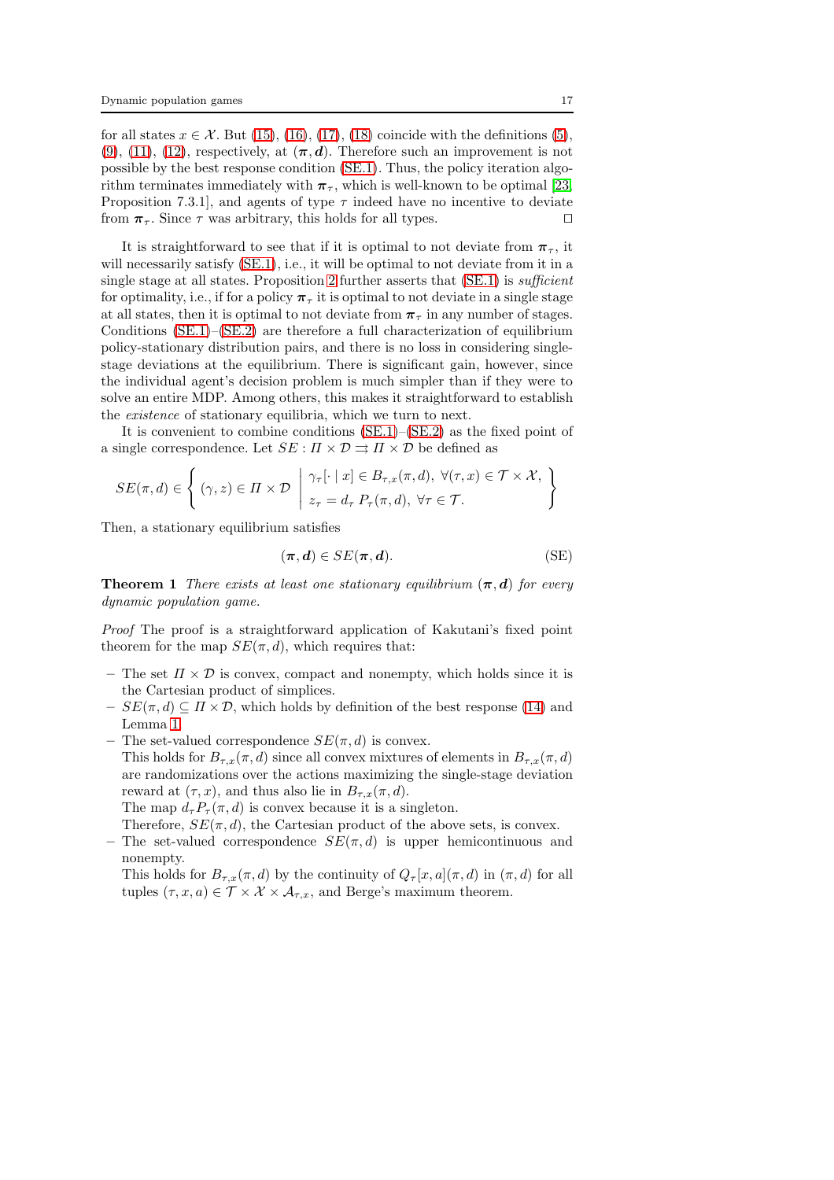for all states $x \in \mathcal{X}$. But (15), (16), (17), (18) coincide with the definitions (5), (9), (11), (12), respectively, at $(\boldsymbol{\pi}, \boldsymbol{d})$. Therefore such an improvement is not possible by the best response condition (SE.1). Thus, the policy iteration algorithm terminates immediately with $\boldsymbol{\pi}_\tau$, which is well-known to be optimal [23, Proposition 7.3.1], and agents of type $\tau$ indeed have no incentive to deviate from $\boldsymbol{\pi}_\tau$. Since $\tau$ was arbitrary, this holds for all types. □

It is straightforward to see that if it is optimal to not deviate from $\boldsymbol{\pi}_\tau$, it will necessarily satisfy (SE.1), i.e., it will be optimal to not deviate from it in a single stage at all states. Proposition 2 further asserts that (SE.1) is *sufficient* for optimality, i.e., if for a policy $\boldsymbol{\pi}_\tau$ it is optimal to not deviate in a single stage at all states, then it is optimal to not deviate from $\boldsymbol{\pi}_\tau$ in any number of stages. Conditions (SE.1)–(SE.2) are therefore a full characterization of equilibrium policy-stationary distribution pairs, and there is no loss in considering single-stage deviations at the equilibrium. There is significant gain, however, since the individual agent's decision problem is much simpler than if they were to solve an entire MDP. Among others, this makes it straightforward to establish the *existence* of stationary equilibria, which we turn to next.

It is convenient to combine conditions (SE.1)–(SE.2) as the fixed point of a single correspondence. Let $SE : \Pi \times \mathcal{D} \rightrightarrows \Pi \times \mathcal{D}$ be defined as

$$SE(\pi, d) \in \left\{ (\gamma, z) \in \Pi \times \mathcal{D} \;\middle|\; \begin{array}{l} \gamma_\tau[\cdot \mid x] \in B_{\tau,x}(\pi, d),\ \forall (\tau, x) \in \mathcal{T} \times \mathcal{X}, \\ z_\tau = d_\tau \, P_\tau(\pi, d),\ \forall \tau \in \mathcal{T}. \end{array} \right\}$$

Then, a stationary equilibrium satisfies

$$(\boldsymbol{\pi}, \boldsymbol{d}) \in SE(\boldsymbol{\pi}, \boldsymbol{d}). \tag{SE}$$

**Theorem 1** *There exists at least one stationary equilibrium $(\boldsymbol{\pi}, \boldsymbol{d})$ for every dynamic population game.*

*Proof* The proof is a straightforward application of Kakutani's fixed point theorem for the map $SE(\pi, d)$, which requires that:

- The set $\Pi \times \mathcal{D}$ is convex, compact and nonempty, which holds since it is the Cartesian product of simplices.
- $SE(\pi, d) \subseteq \Pi \times \mathcal{D}$, which holds by definition of the best response (14) and Lemma 1.
- The set-valued correspondence $SE(\pi, d)$ is convex.
  This holds for $B_{\tau,x}(\pi, d)$ since all convex mixtures of elements in $B_{\tau,x}(\pi, d)$ are randomizations over the actions maximizing the single-stage deviation reward at $(\tau, x)$, and thus also lie in $B_{\tau,x}(\pi, d)$.
  The map $d_\tau P_\tau(\pi, d)$ is convex because it is a singleton.
  Therefore, $SE(\pi, d)$, the Cartesian product of the above sets, is convex.
- The set-valued correspondence $SE(\pi, d)$ is upper hemicontinuous and nonempty.
  This holds for $B_{\tau,x}(\pi, d)$ by the continuity of $Q_\tau[x, a](\pi, d)$ in $(\pi, d)$ for all tuples $(\tau, x, a) \in \mathcal{T} \times \mathcal{X} \times \mathcal{A}_{\tau,x}$, and Berge's maximum theorem.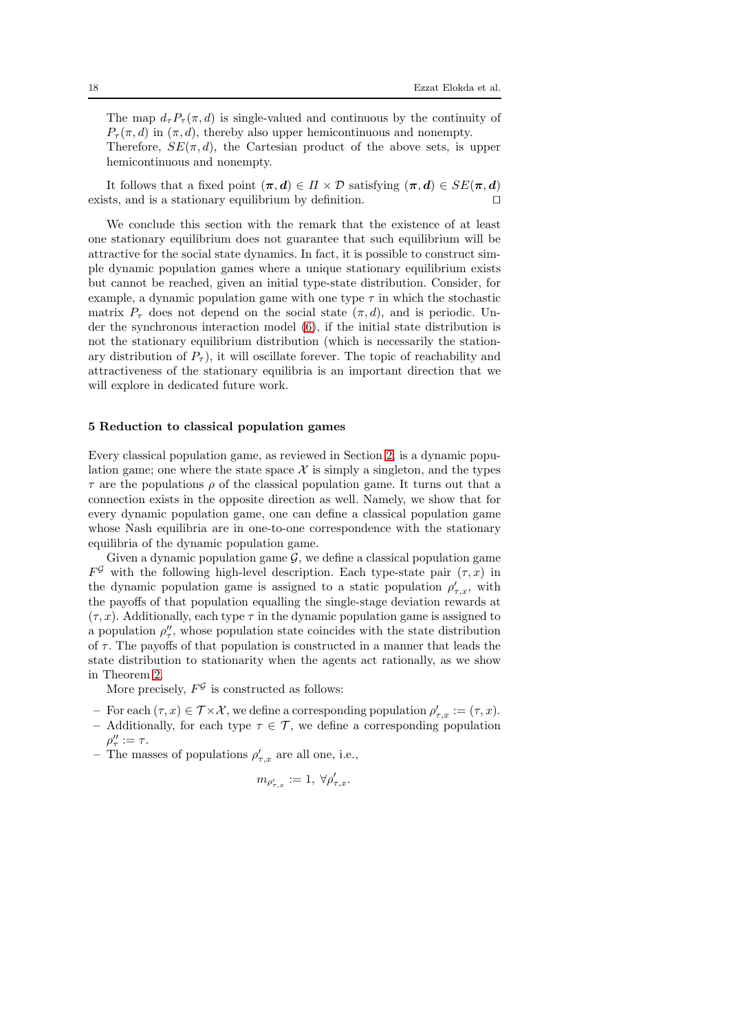The map $d_\tau P_\tau(\pi, d)$ is single-valued and continuous by the continuity of $P_\tau(\pi, d)$ in $(\pi, d)$, thereby also upper hemicontinuous and nonempty.
Therefore, $SE(\pi, d)$, the Cartesian product of the above sets, is upper hemicontinuous and nonempty.

It follows that a fixed point $(\boldsymbol{\pi}, \boldsymbol{d}) \in \Pi \times \mathcal{D}$ satisfying $(\boldsymbol{\pi}, \boldsymbol{d}) \in SE(\boldsymbol{\pi}, \boldsymbol{d})$ exists, and is a stationary equilibrium by definition. □

We conclude this section with the remark that the existence of at least one stationary equilibrium does not guarantee that such equilibrium will be attractive for the social state dynamics. In fact, it is possible to construct simple dynamic population games where a unique stationary equilibrium exists but cannot be reached, given an initial type-state distribution. Consider, for example, a dynamic population game with one type $\tau$ in which the stochastic matrix $P_\tau$ does not depend on the social state $(\pi, d)$, and is periodic. Under the synchronous interaction model (6), if the initial state distribution is not the stationary equilibrium distribution (which is necessarily the stationary distribution of $P_\tau$), it will oscillate forever. The topic of reachability and attractiveness of the stationary equilibria is an important direction that we will explore in dedicated future work.

## 5 Reduction to classical population games

Every classical population game, as reviewed in Section 2, is a dynamic population game; one where the state space $\mathcal{X}$ is simply a singleton, and the types $\tau$ are the populations $\rho$ of the classical population game. It turns out that a connection exists in the opposite direction as well. Namely, we show that for every dynamic population game, one can define a classical population game whose Nash equilibria are in one-to-one correspondence with the stationary equilibria of the dynamic population game.

Given a dynamic population game $\mathcal{G}$, we define a classical population game $F^{\mathcal{G}}$ with the following high-level description. Each type-state pair $(\tau, x)$ in the dynamic population game is assigned to a static population $\rho'_{\tau,x}$, with the payoffs of that population equalling the single-stage deviation rewards at $(\tau, x)$. Additionally, each type $\tau$ in the dynamic population game is assigned to a population $\rho''_\tau$, whose population state coincides with the state distribution of $\tau$. The payoffs of that population is constructed in a manner that leads the state distribution to stationarity when the agents act rationally, as we show in Theorem 2.

More precisely, $F^{\mathcal{G}}$ is constructed as follows:

- For each $(\tau, x) \in \mathcal{T} \times \mathcal{X}$, we define a corresponding population $\rho'_{\tau,x} := (\tau, x)$.
- Additionally, for each type $\tau \in \mathcal{T}$, we define a corresponding population $\rho''_\tau := \tau$.
- The masses of populations $\rho'_{\tau,x}$ are all one, i.e.,

$$m_{\rho'_{\tau,x}} := 1, \; \forall \rho'_{\tau,x}.$$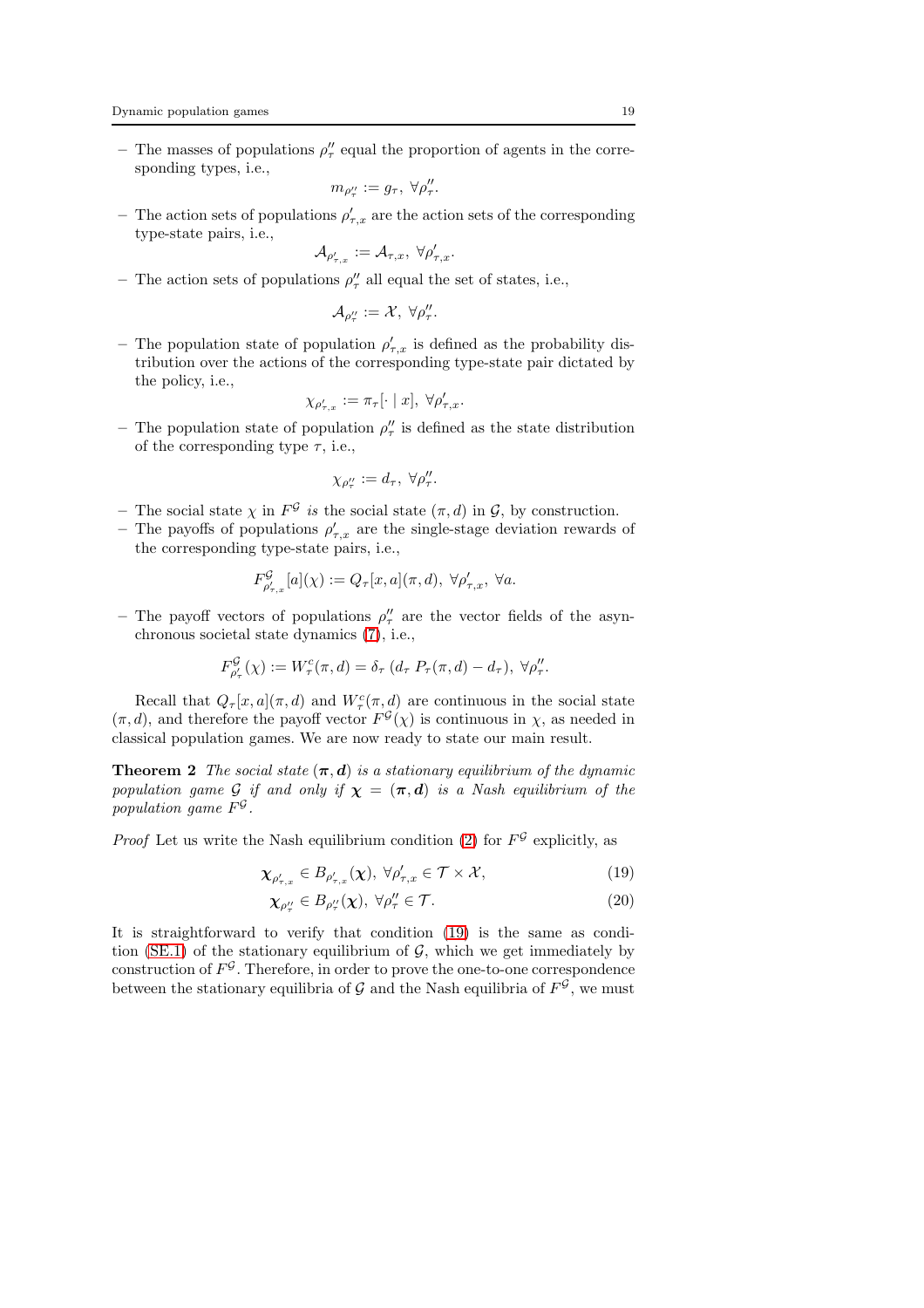– The masses of populations $\rho''_\tau$ equal the proportion of agents in the corresponding types, i.e.,

$$m_{\rho''_\tau} := g_\tau, \ \forall \rho''_\tau.$$

– The action sets of populations $\rho'_{\tau,x}$ are the action sets of the corresponding type-state pairs, i.e.,

$$\mathcal{A}_{\rho'_{\tau,x}} := \mathcal{A}_{\tau,x}, \ \forall \rho'_{\tau,x}.$$

– The action sets of populations $\rho''_\tau$ all equal the set of states, i.e.,

$$\mathcal{A}_{\rho''_\tau} := \mathcal{X}, \ \forall \rho''_\tau.$$

– The population state of population $\rho'_{\tau,x}$ is defined as the probability distribution over the actions of the corresponding type-state pair dictated by the policy, i.e.,

$$\chi_{\rho'_{\tau,x}} := \pi_\tau[\cdot \mid x], \ \forall \rho'_{\tau,x}.$$

– The population state of population $\rho''_\tau$ is defined as the state distribution of the corresponding type $\tau$, i.e.,

$$\chi_{\rho''_\tau} := d_\tau, \ \forall \rho''_\tau.$$

– The social state $\chi$ in $F^\mathcal{G}$ *is* the social state $(\pi, d)$ in $\mathcal{G}$, by construction.
– The payoffs of populations $\rho'_{\tau,x}$ are the single-stage deviation rewards of the corresponding type-state pairs, i.e.,

$$F^\mathcal{G}_{\rho'_{\tau,x}}[a](\chi) := Q_\tau[x,a](\pi, d), \ \forall \rho'_{\tau,x}, \ \forall a.$$

– The payoff vectors of populations $\rho''_\tau$ are the vector fields of the asynchronous societal state dynamics (7), i.e.,

$$F^\mathcal{G}_{\rho'_\tau}(\chi) := W^c_\tau(\pi, d) = \delta_\tau \left(d_\tau \, P_\tau(\pi, d) - d_\tau\right), \ \forall \rho''_\tau.$$

Recall that $Q_\tau[x,a](\pi, d)$ and $W^c_\tau(\pi, d)$ are continuous in the social state $(\pi, d)$, and therefore the payoff vector $F^\mathcal{G}(\chi)$ is continuous in $\chi$, as needed in classical population games. We are now ready to state our main result.

**Theorem 2** *The social state $(\boldsymbol{\pi}, \boldsymbol{d})$ is a stationary equilibrium of the dynamic population game $\mathcal{G}$ if and only if $\boldsymbol{\chi} = (\boldsymbol{\pi}, \boldsymbol{d})$ is a Nash equilibrium of the population game $F^\mathcal{G}$.*

*Proof* Let us write the Nash equilibrium condition (2) for $F^\mathcal{G}$ explicitly, as

$$\boldsymbol{\chi}_{\rho'_{\tau,x}} \in B_{\rho'_{\tau,x}}(\boldsymbol{\chi}), \ \forall \rho'_{\tau,x} \in \mathcal{T} \times \mathcal{X}, \tag{19}$$

$$\boldsymbol{\chi}_{\rho''_\tau} \in B_{\rho''_\tau}(\boldsymbol{\chi}), \ \forall \rho''_\tau \in \mathcal{T}. \tag{20}$$

It is straightforward to verify that condition (19) is the same as condition (SE.1) of the stationary equilibrium of $\mathcal{G}$, which we get immediately by construction of $F^\mathcal{G}$. Therefore, in order to prove the one-to-one correspondence between the stationary equilibria of $\mathcal{G}$ and the Nash equilibria of $F^\mathcal{G}$, we must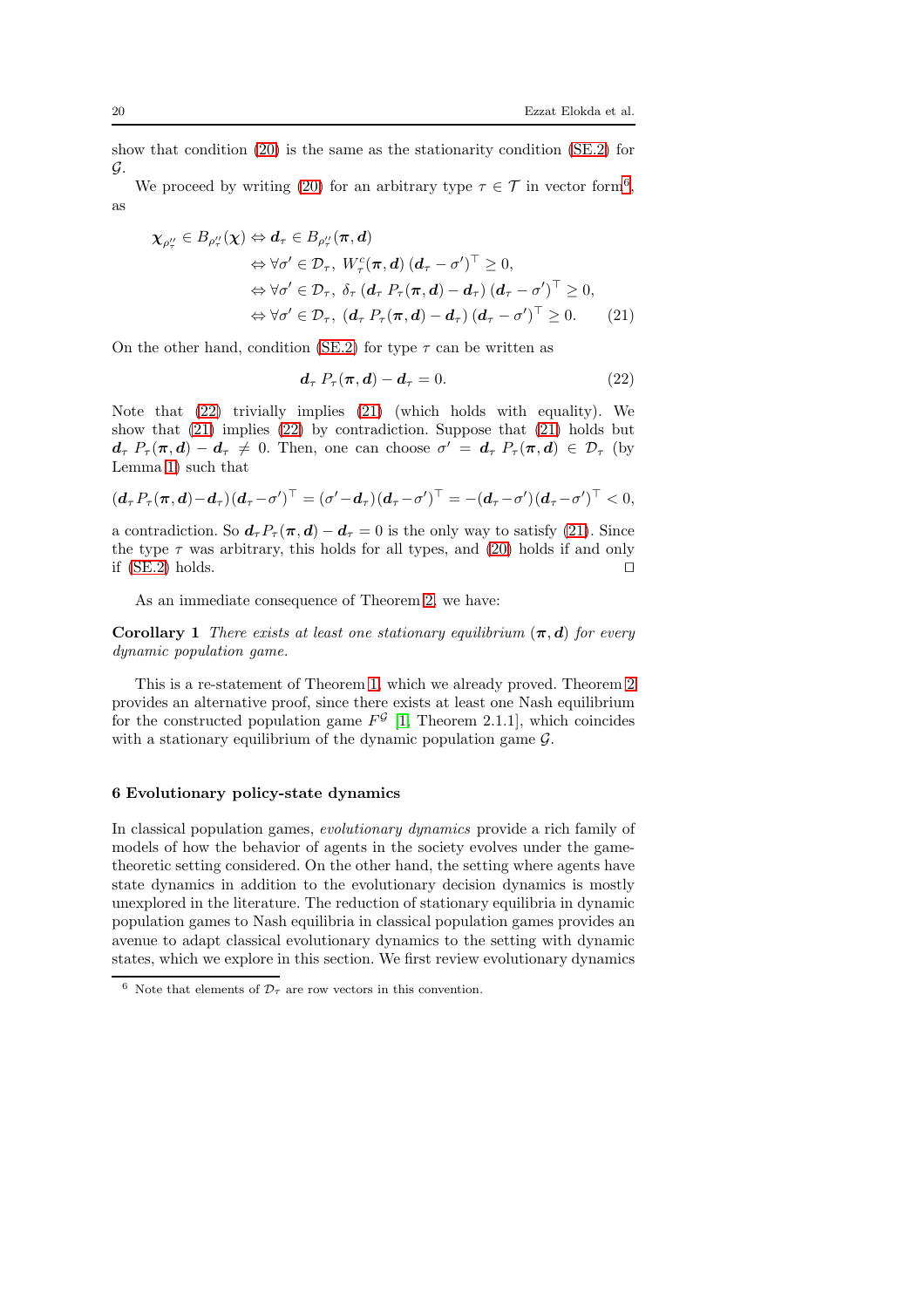show that condition (20) is the same as the stationarity condition (SE.2) for $\mathcal{G}$.

We proceed by writing (20) for an arbitrary type $\tau \in \mathcal{T}$ in vector form[6], as

$$\begin{aligned}
\boldsymbol{\chi}_{\rho''_\tau} \in B_{\rho''_\tau}(\boldsymbol{\chi}) &\Leftrightarrow \boldsymbol{d}_\tau \in B_{\rho''_\tau}(\boldsymbol{\pi}, \boldsymbol{d}) \\
&\Leftrightarrow \forall \sigma' \in \mathcal{D}_\tau,\ W^c_\tau(\boldsymbol{\pi}, \boldsymbol{d})\,(\boldsymbol{d}_\tau - \sigma')^\top \geq 0, \\
&\Leftrightarrow \forall \sigma' \in \mathcal{D}_\tau,\ \delta_\tau\,(\boldsymbol{d}_\tau\, P_\tau(\boldsymbol{\pi}, \boldsymbol{d}) - \boldsymbol{d}_\tau)\,(\boldsymbol{d}_\tau - \sigma')^\top \geq 0, \\
&\Leftrightarrow \forall \sigma' \in \mathcal{D}_\tau,\ (\boldsymbol{d}_\tau\, P_\tau(\boldsymbol{\pi}, \boldsymbol{d}) - \boldsymbol{d}_\tau)\,(\boldsymbol{d}_\tau - \sigma')^\top \geq 0.
\end{aligned} \tag{21}$$

On the other hand, condition (SE.2) for type $\tau$ can be written as

$$\boldsymbol{d}_\tau\, P_\tau(\boldsymbol{\pi}, \boldsymbol{d}) - \boldsymbol{d}_\tau = 0. \tag{22}$$

Note that (22) trivially implies (21) (which holds with equality). We show that (21) implies (22) by contradiction. Suppose that (21) holds but $\boldsymbol{d}_\tau\, P_\tau(\boldsymbol{\pi}, \boldsymbol{d}) - \boldsymbol{d}_\tau \neq 0$. Then, one can choose $\sigma' = \boldsymbol{d}_\tau\, P_\tau(\boldsymbol{\pi}, \boldsymbol{d}) \in \mathcal{D}_\tau$ (by Lemma 1) such that

$$(\boldsymbol{d}_\tau P_\tau(\boldsymbol{\pi}, \boldsymbol{d}) - \boldsymbol{d}_\tau)(\boldsymbol{d}_\tau - \sigma')^\top = (\sigma' - \boldsymbol{d}_\tau)(\boldsymbol{d}_\tau - \sigma')^\top = -(\boldsymbol{d}_\tau - \sigma')(\boldsymbol{d}_\tau - \sigma')^\top < 0,$$

a contradiction. So $\boldsymbol{d}_\tau P_\tau(\boldsymbol{\pi}, \boldsymbol{d}) - \boldsymbol{d}_\tau = 0$ is the only way to satisfy (21). Since the type $\tau$ was arbitrary, this holds for all types, and (20) holds if and only if (SE.2) holds. □

As an immediate consequence of Theorem 2, we have:

**Corollary 1** *There exists at least one stationary equilibrium* $(\boldsymbol{\pi}, \boldsymbol{d})$ *for every dynamic population game.*

This is a re-statement of Theorem 1, which we already proved. Theorem 2 provides an alternative proof, since there exists at least one Nash equilibrium for the constructed population game $F^{\mathcal{G}}$ [1, Theorem 2.1.1], which coincides with a stationary equilibrium of the dynamic population game $\mathcal{G}$.

## 6 Evolutionary policy-state dynamics

In classical population games, *evolutionary dynamics* provide a rich family of models of how the behavior of agents in the society evolves under the game-theoretic setting considered. On the other hand, the setting where agents have state dynamics in addition to the evolutionary decision dynamics is mostly unexplored in the literature. The reduction of stationary equilibria in dynamic population games to Nash equilibria in classical population games provides an avenue to adapt classical evolutionary dynamics to the setting with dynamic states, which we explore in this section. We first review evolutionary dynamics

[6] Note that elements of $\mathcal{D}_\tau$ are row vectors in this convention.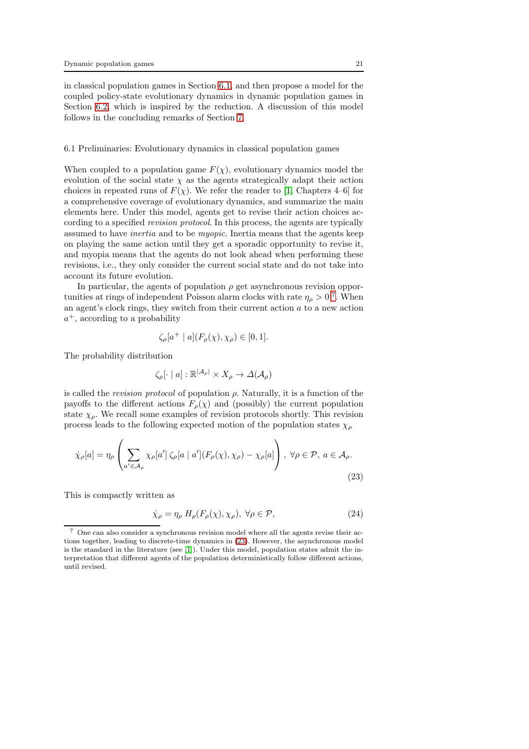in classical population games in Section 6.1, and then propose a model for the coupled policy-state evolutionary dynamics in dynamic population games in Section 6.2, which is inspired by the reduction. A discussion of this model follows in the concluding remarks of Section 7.

## 6.1 Preliminaries: Evolutionary dynamics in classical population games

When coupled to a population game $F(\chi)$, evolutionary dynamics model the evolution of the social state $\chi$ as the agents strategically adapt their action choices in repeated runs of $F(\chi)$. We refer the reader to [1, Chapters 4–6] for a comprehensive coverage of evolutionary dynamics, and summarize the main elements here. Under this model, agents get to revise their action choices according to a specified *revision protocol*. In this process, the agents are typically assumed to have *inertia* and to be *myopic*. Inertia means that the agents keep on playing the same action until they get a sporadic opportunity to revise it, and myopia means that the agents do not look ahead when performing these revisions, i.e., they only consider the current social state and do not take into account its future evolution.

In particular, the agents of population $\rho$ get asynchronous revision opportunities at rings of independent Poisson alarm clocks with rate $\eta_\rho > 0$ [7]. When an agent's clock rings, they switch from their current action $a$ to a new action $a^+$, according to a probability

$$\zeta_\rho[a^+ \mid a](F_\rho(\chi), \chi_\rho) \in [0, 1].$$

The probability distribution

$$\zeta_\rho[\cdot \mid a] : \mathbb{R}^{|\mathcal{A}_\rho|} \times X_\rho \to \Delta(\mathcal{A}_\rho)$$

is called the *revision protocol* of population $\rho$. Naturally, it is a function of the payoffs to the different actions $F_\rho(\chi)$ and (possibly) the current population state $\chi_\rho$. We recall some examples of revision protocols shortly. This revision process leads to the following expected motion of the population states $\chi_\rho$

$$\dot{\chi}_\rho[a] = \eta_\rho \left( \sum_{a' \in \mathcal{A}_\rho} \chi_\rho[a'] \, \zeta_\rho[a \mid a'](F_\rho(\chi), \chi_\rho) - \chi_\rho[a] \right), \ \forall \rho \in \mathcal{P}, \ a \in \mathcal{A}_\rho. \tag{23}$$

This is compactly written as

$$\dot{\chi}_\rho = \eta_\rho \, H_\rho(F_\rho(\chi), \chi_\rho), \ \forall \rho \in \mathcal{P}, \tag{24}$$

[7] One can also consider a synchronous revision model where all the agents revise their actions together, leading to discrete-time dynamics in (23). However, the asynchronous model is the standard in the literature (see [1]). Under this model, population states admit the interpretation that different agents of the population deterministically follow different actions, until revised.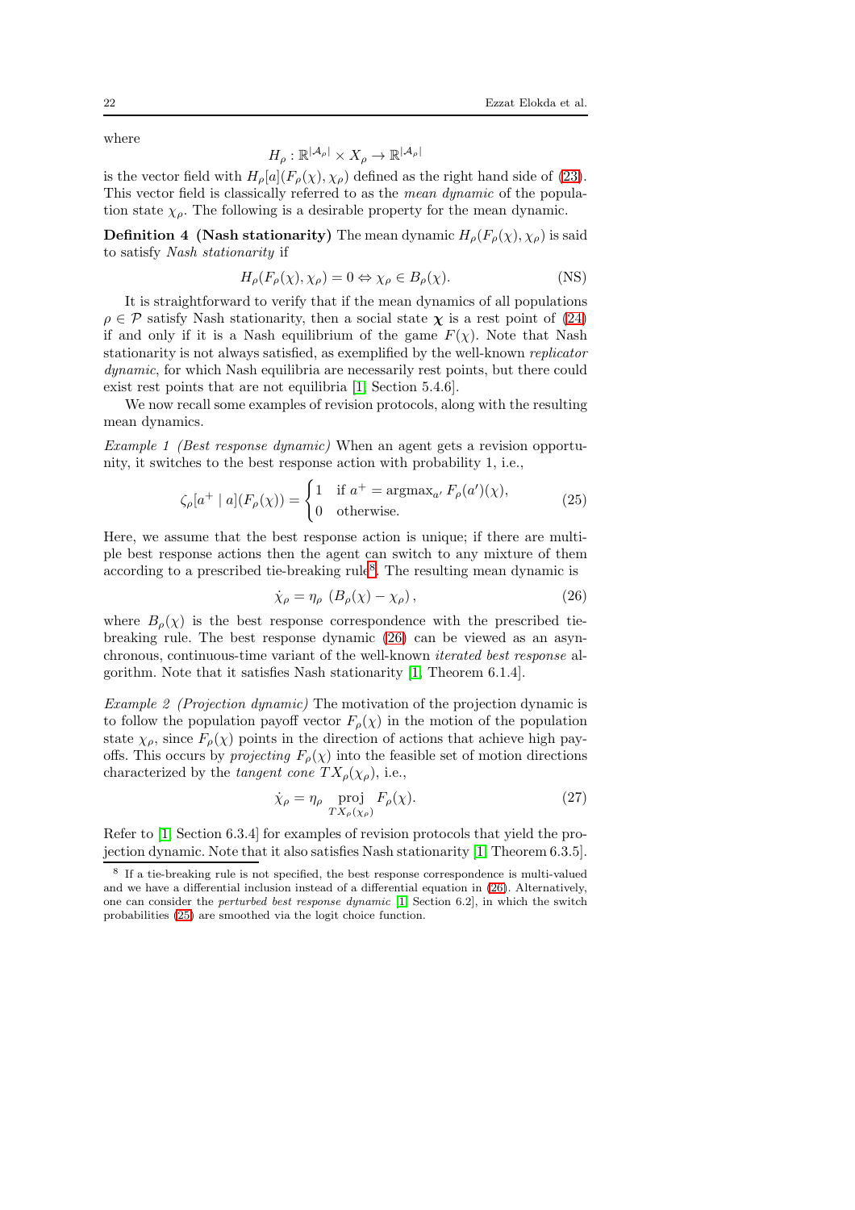where

$$H_\rho : \mathbb{R}^{|\mathcal{A}_\rho|} \times X_\rho \to \mathbb{R}^{|\mathcal{A}_\rho|}$$

is the vector field with $H_\rho[a](F_\rho(\chi), \chi_\rho)$ defined as the right hand side of (23). This vector field is classically referred to as the *mean dynamic* of the population state $\chi_\rho$. The following is a desirable property for the mean dynamic.

**Definition 4 (Nash stationarity)** The mean dynamic $H_\rho(F_\rho(\chi), \chi_\rho)$ is said to satisfy *Nash stationarity* if

$$H_\rho(F_\rho(\chi), \chi_\rho) = 0 \Leftrightarrow \chi_\rho \in B_\rho(\chi). \tag{NS}$$

It is straightforward to verify that if the mean dynamics of all populations $\rho \in \mathcal{P}$ satisfy Nash stationarity, then a social state $\boldsymbol{\chi}$ is a rest point of (24) if and only if it is a Nash equilibrium of the game $F(\chi)$. Note that Nash stationarity is not always satisfied, as exemplified by the well-known *replicator dynamic*, for which Nash equilibria are necessarily rest points, but there could exist rest points that are not equilibria [1, Section 5.4.6].

We now recall some examples of revision protocols, along with the resulting mean dynamics.

*Example 1 (Best response dynamic)* When an agent gets a revision opportunity, it switches to the best response action with probability 1, i.e.,

$$\zeta_\rho[a^+ \mid a](F_\rho(\chi)) = \begin{cases} 1 & \text{if } a^+ = \operatorname{argmax}_{a'} F_\rho(a')(\chi), \\ 0 & \text{otherwise.} \end{cases} \tag{25}$$

Here, we assume that the best response action is unique; if there are multiple best response actions then the agent can switch to any mixture of them according to a prescribed tie-breaking rule[8]. The resulting mean dynamic is

$$\dot{\chi}_\rho = \eta_\rho \, \left(B_\rho(\chi) - \chi_\rho\right), \tag{26}$$

where $B_\rho(\chi)$ is the best response correspondence with the prescribed tie-breaking rule. The best response dynamic (26) can be viewed as an asynchronous, continuous-time variant of the well-known *iterated best response* algorithm. Note that it satisfies Nash stationarity [1, Theorem 6.1.4].

*Example 2 (Projection dynamic)* The motivation of the projection dynamic is to follow the population payoff vector $F_\rho(\chi)$ in the motion of the population state $\chi_\rho$, since $F_\rho(\chi)$ points in the direction of actions that achieve high payoffs. This occurs by *projecting* $F_\rho(\chi)$ into the feasible set of motion directions characterized by the *tangent cone* $TX_\rho(\chi_\rho)$, i.e.,

$$\dot{\chi}_\rho = \eta_\rho \operatorname*{proj}_{TX_\rho(\chi_\rho)} F_\rho(\chi). \tag{27}$$

Refer to [1, Section 6.3.4] for examples of revision protocols that yield the projection dynamic. Note that it also satisfies Nash stationarity [1, Theorem 6.3.5].

[8] If a tie-breaking rule is not specified, the best response correspondence is multi-valued and we have a differential inclusion instead of a differential equation in (26). Alternatively, one can consider the *perturbed best response dynamic* [1, Section 6.2], in which the switch probabilities (25) are smoothed via the logit choice function.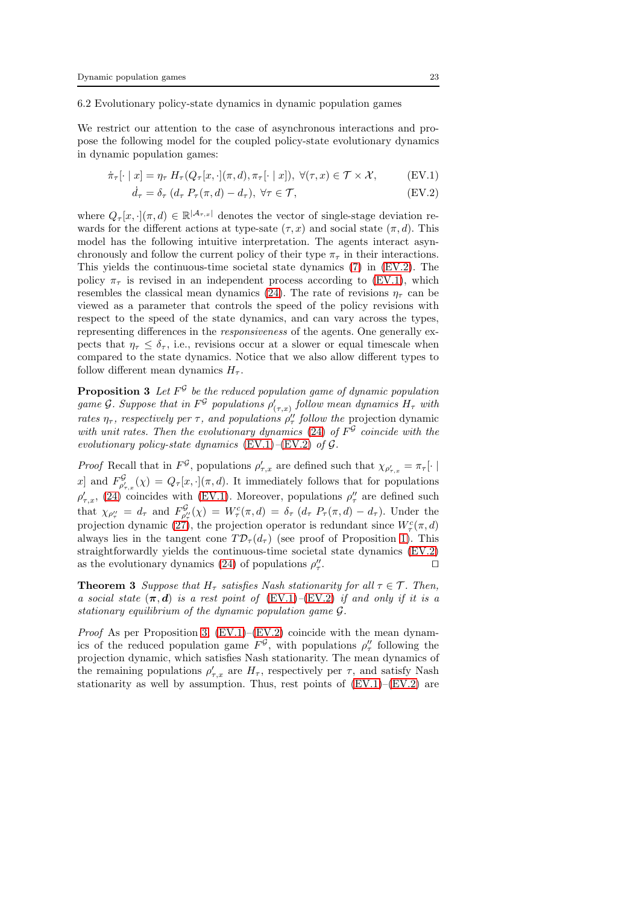### 6.2 Evolutionary policy-state dynamics in dynamic population games

We restrict our attention to the case of asynchronous interactions and propose the following model for the coupled policy-state evolutionary dynamics in dynamic population games:

$$\dot{\pi}_\tau[\cdot \mid x] = \eta_\tau \, H_\tau(Q_\tau[x,\cdot](\pi,d), \pi_\tau[\cdot \mid x]), \ \forall (\tau,x) \in \mathcal{T} \times \mathcal{X}, \tag{EV.1}$$

$$\dot{d}_\tau = \delta_\tau \, (d_\tau \, P_\tau(\pi,d) - d_\tau), \ \forall \tau \in \mathcal{T}, \tag{EV.2}$$

where $Q_\tau[x,\cdot](\pi,d) \in \mathbb{R}^{|\mathcal{A}_{\tau,x}|}$ denotes the vector of single-stage deviation rewards for the different actions at type-sate $(\tau,x)$ and social state $(\pi,d)$. This model has the following intuitive interpretation. The agents interact asynchronously and follow the current policy of their type $\pi_\tau$ in their interactions. This yields the continuous-time societal state dynamics (7) in (EV.2). The policy $\pi_\tau$ is revised in an independent process according to (EV.1), which resembles the classical mean dynamics (24). The rate of revisions $\eta_\tau$ can be viewed as a parameter that controls the speed of the policy revisions with respect to the speed of the state dynamics, and can vary across the types, representing differences in the *responsiveness* of the agents. One generally expects that $\eta_\tau \leq \delta_\tau$, i.e., revisions occur at a slower or equal timescale when compared to the state dynamics. Notice that we also allow different types to follow different mean dynamics $H_\tau$.

**Proposition 3** *Let $F^\mathcal{G}$ be the reduced population game of dynamic population game $\mathcal{G}$. Suppose that in $F^\mathcal{G}$ populations $\rho'_{(\tau,x)}$ follow mean dynamics $H_\tau$ with rates $\eta_\tau$, respectively per $\tau$, and populations $\rho''_\tau$ follow the* projection dynamic *with unit rates. Then the evolutionary dynamics (24) of $F^\mathcal{G}$ coincide with the evolutionary policy-state dynamics (EV.1)–(EV.2) of $\mathcal{G}$.*

*Proof* Recall that in $F^\mathcal{G}$, populations $\rho'_{\tau,x}$ are defined such that $\chi_{\rho'_{\tau,x}} = \pi_\tau[\cdot \mid x]$ and $F^\mathcal{G}_{\rho'_{\tau,x}}(\chi) = Q_\tau[x,\cdot](\pi,d)$. It immediately follows that for populations $\rho'_{\tau,x}$, (24) coincides with (EV.1). Moreover, populations $\rho''_\tau$ are defined such that $\chi_{\rho''_\tau} = d_\tau$ and $F^\mathcal{G}_{\rho''_\tau}(\chi) = W^c_\tau(\pi,d) = \delta_\tau \, (d_\tau \, P_\tau(\pi,d) - d_\tau)$. Under the projection dynamic (27), the projection operator is redundant since $W^c_\tau(\pi,d)$ always lies in the tangent cone $T\mathcal{D}_\tau(d_\tau)$ (see proof of Proposition 1). This straightforwardly yields the continuous-time societal state dynamics (EV.2) as the evolutionary dynamics (24) of populations $\rho''_\tau$. □

**Theorem 3** *Suppose that $H_\tau$ satisfies Nash stationarity for all $\tau \in \mathcal{T}$. Then, a social state $(\boldsymbol{\pi}, \boldsymbol{d})$ is a rest point of (EV.1)–(EV.2) if and only if it is a stationary equilibrium of the dynamic population game $\mathcal{G}$.*

*Proof* As per Proposition 3, (EV.1)–(EV.2) coincide with the mean dynamics of the reduced population game $F^\mathcal{G}$, with populations $\rho''_\tau$ following the projection dynamic, which satisfies Nash stationarity. The mean dynamics of the remaining populations $\rho'_{\tau,x}$ are $H_\tau$, respectively per $\tau$, and satisfy Nash stationarity as well by assumption. Thus, rest points of (EV.1)–(EV.2) are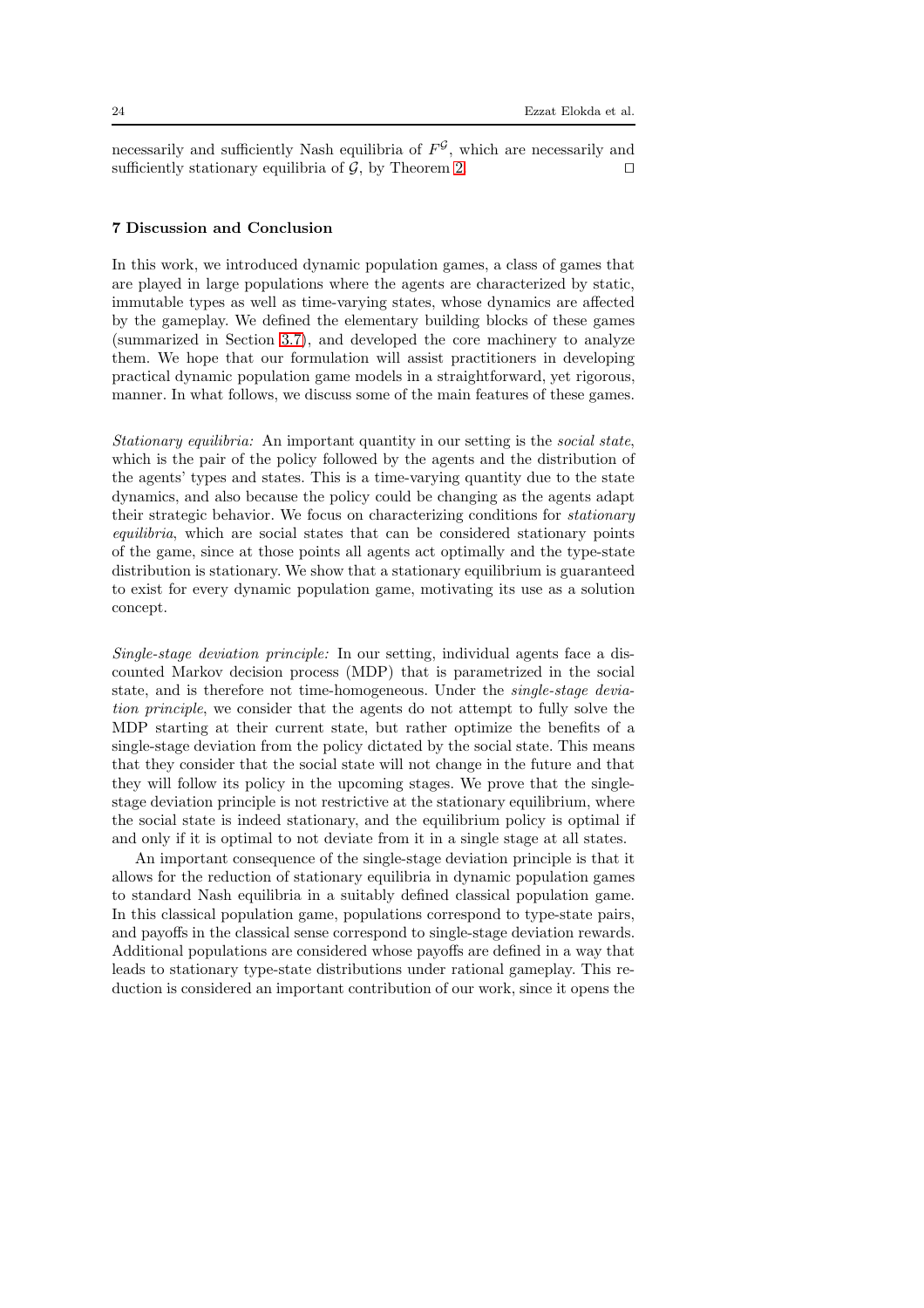necessarily and sufficiently Nash equilibria of $F^{\mathcal{G}}$, which are necessarily and sufficiently stationary equilibria of $\mathcal{G}$, by Theorem 2. ◻

## 7 Discussion and Conclusion

In this work, we introduced dynamic population games, a class of games that are played in large populations where the agents are characterized by static, immutable types as well as time-varying states, whose dynamics are affected by the gameplay. We defined the elementary building blocks of these games (summarized in Section 3.7), and developed the core machinery to analyze them. We hope that our formulation will assist practitioners in developing practical dynamic population game models in a straightforward, yet rigorous, manner. In what follows, we discuss some of the main features of these games.

*Stationary equilibria:* An important quantity in our setting is the *social state*, which is the pair of the policy followed by the agents and the distribution of the agents' types and states. This is a time-varying quantity due to the state dynamics, and also because the policy could be changing as the agents adapt their strategic behavior. We focus on characterizing conditions for *stationary equilibria*, which are social states that can be considered stationary points of the game, since at those points all agents act optimally and the type-state distribution is stationary. We show that a stationary equilibrium is guaranteed to exist for every dynamic population game, motivating its use as a solution concept.

*Single-stage deviation principle:* In our setting, individual agents face a discounted Markov decision process (MDP) that is parametrized in the social state, and is therefore not time-homogeneous. Under the *single-stage deviation principle*, we consider that the agents do not attempt to fully solve the MDP starting at their current state, but rather optimize the benefits of a single-stage deviation from the policy dictated by the social state. This means that they consider that the social state will not change in the future and that they will follow its policy in the upcoming stages. We prove that the single-stage deviation principle is not restrictive at the stationary equilibrium, where the social state is indeed stationary, and the equilibrium policy is optimal if and only if it is optimal to not deviate from it in a single stage at all states.

An important consequence of the single-stage deviation principle is that it allows for the reduction of stationary equilibria in dynamic population games to standard Nash equilibria in a suitably defined classical population game. In this classical population game, populations correspond to type-state pairs, and payoffs in the classical sense correspond to single-stage deviation rewards. Additional populations are considered whose payoffs are defined in a way that leads to stationary type-state distributions under rational gameplay. This reduction is considered an important contribution of our work, since it opens the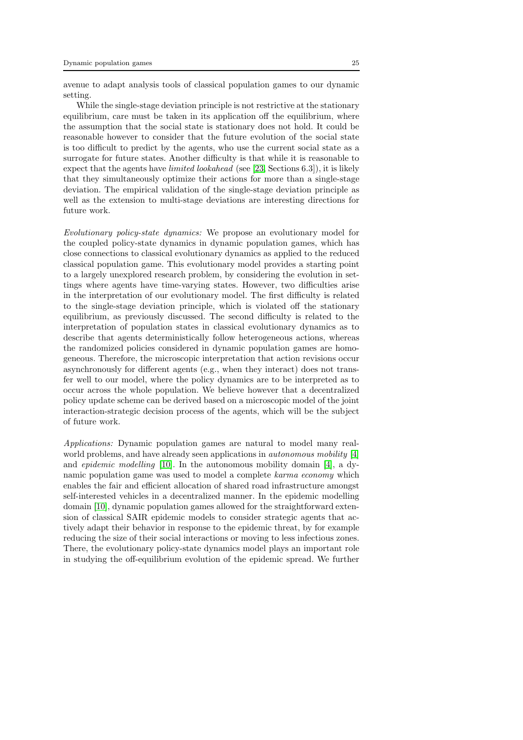avenue to adapt analysis tools of classical population games to our dynamic setting.

While the single-stage deviation principle is not restrictive at the stationary equilibrium, care must be taken in its application off the equilibrium, where the assumption that the social state is stationary does not hold. It could be reasonable however to consider that the future evolution of the social state is too difficult to predict by the agents, who use the current social state as a surrogate for future states. Another difficulty is that while it is reasonable to expect that the agents have *limited lookahead* (see [23, Sections 6.3]), it is likely that they simultaneously optimize their actions for more than a single-stage deviation. The empirical validation of the single-stage deviation principle as well as the extension to multi-stage deviations are interesting directions for future work.

*Evolutionary policy-state dynamics:* We propose an evolutionary model for the coupled policy-state dynamics in dynamic population games, which has close connections to classical evolutionary dynamics as applied to the reduced classical population game. This evolutionary model provides a starting point to a largely unexplored research problem, by considering the evolution in settings where agents have time-varying states. However, two difficulties arise in the interpretation of our evolutionary model. The first difficulty is related to the single-stage deviation principle, which is violated off the stationary equilibrium, as previously discussed. The second difficulty is related to the interpretation of population states in classical evolutionary dynamics as to describe that agents deterministically follow heterogeneous actions, whereas the randomized policies considered in dynamic population games are homogeneous. Therefore, the microscopic interpretation that action revisions occur asynchronously for different agents (e.g., when they interact) does not transfer well to our model, where the policy dynamics are to be interpreted as to occur across the whole population. We believe however that a decentralized policy update scheme can be derived based on a microscopic model of the joint interaction-strategic decision process of the agents, which will be the subject of future work.

*Applications:* Dynamic population games are natural to model many real-world problems, and have already seen applications in *autonomous mobility* [4] and *epidemic modelling* [10]. In the autonomous mobility domain [4], a dynamic population game was used to model a complete *karma economy* which enables the fair and efficient allocation of shared road infrastructure amongst self-interested vehicles in a decentralized manner. In the epidemic modelling domain [10], dynamic population games allowed for the straightforward extension of classical SAIR epidemic models to consider strategic agents that actively adapt their behavior in response to the epidemic threat, by for example reducing the size of their social interactions or moving to less infectious zones. There, the evolutionary policy-state dynamics model plays an important role in studying the off-equilibrium evolution of the epidemic spread. We further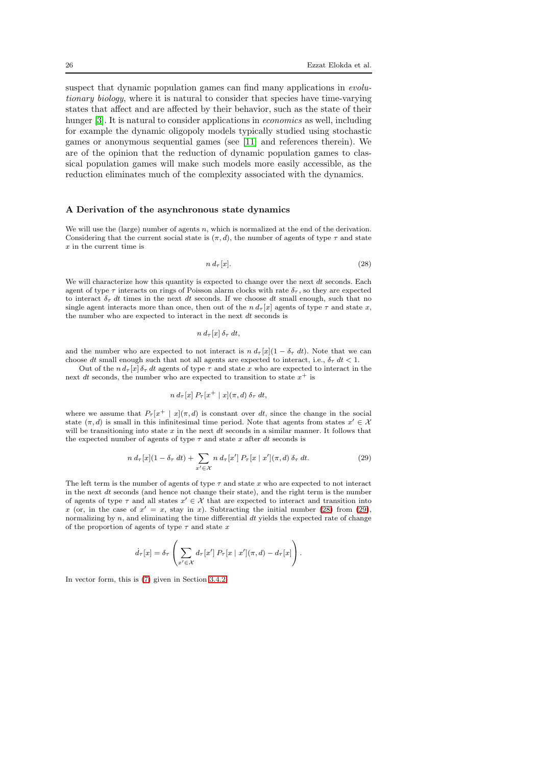suspect that dynamic population games can find many applications in *evolutionary biology*, where it is natural to consider that species have time-varying states that affect and are affected by their behavior, such as the state of their hunger [3]. It is natural to consider applications in *economics* as well, including for example the dynamic oligopoly models typically studied using stochastic games or anonymous sequential games (see [11] and references therein). We are of the opinion that the reduction of dynamic population games to classical population games will make such models more easily accessible, as the reduction eliminates much of the complexity associated with the dynamics.

## A Derivation of the asynchronous state dynamics

We will use the (large) number of agents $n$, which is normalized at the end of the derivation. Considering that the current social state is $(\pi, d)$, the number of agents of type $\tau$ and state $x$ in the current time is

$$n \, d_\tau[x]. \tag{28}$$

We will characterize how this quantity is expected to change over the next $dt$ seconds. Each agent of type $\tau$ interacts on rings of Poisson alarm clocks with rate $\delta_\tau$, so they are expected to interact $\delta_\tau \, dt$ times in the next $dt$ seconds. If we choose $dt$ small enough, such that no single agent interacts more than once, then out of the $n \, d_\tau[x]$ agents of type $\tau$ and state $x$, the number who are expected to interact in the next $dt$ seconds is

$$n \, d_\tau[x] \, \delta_\tau \, dt,$$

and the number who are expected to not interact is $n \, d_\tau[x](1 - \delta_\tau \, dt)$. Note that we can choose $dt$ small enough such that not all agents are expected to interact, i.e., $\delta_\tau \, dt < 1$.

Out of the $n \, d_\tau[x] \, \delta_\tau \, dt$ agents of type $\tau$ and state $x$ who are expected to interact in the next $dt$ seconds, the number who are expected to transition to state $x^+$ is

$$n \, d_\tau[x] \, P_\tau[x^+ \mid x](\pi, d) \, \delta_\tau \, dt,$$

where we assume that $P_\tau[x^+ \mid x](\pi, d)$ is constant over $dt$, since the change in the social state $(\pi, d)$ is small in this infinitesimal time period. Note that agents from states $x' \in \mathcal{X}$ will be transitioning into state $x$ in the next $dt$ seconds in a similar manner. It follows that the expected number of agents of type $\tau$ and state $x$ after $dt$ seconds is

$$n \, d_\tau[x](1 - \delta_\tau \, dt) + \sum_{x' \in \mathcal{X}} n \, d_\tau[x'] \, P_\tau[x \mid x'](\pi, d) \, \delta_\tau \, dt. \tag{29}$$

The left term is the number of agents of type $\tau$ and state $x$ who are expected to not interact in the next $dt$ seconds (and hence not change their state), and the right term is the number of agents of type $\tau$ and all states $x' \in \mathcal{X}$ that are expected to interact and transition into $x$ (or, in the case of $x' = x$, stay in $x$). Subtracting the initial number (28) from (29), normalizing by $n$, and eliminating the time differential $dt$ yields the expected rate of change of the proportion of agents of type $\tau$ and state $x$

$$\dot{d}_\tau[x] = \delta_\tau \left( \sum_{x' \in \mathcal{X}} d_\tau[x'] \, P_\tau[x \mid x'](\pi, d) - d_\tau[x] \right).$$

In vector form, this is (7) given in Section 3.4.2.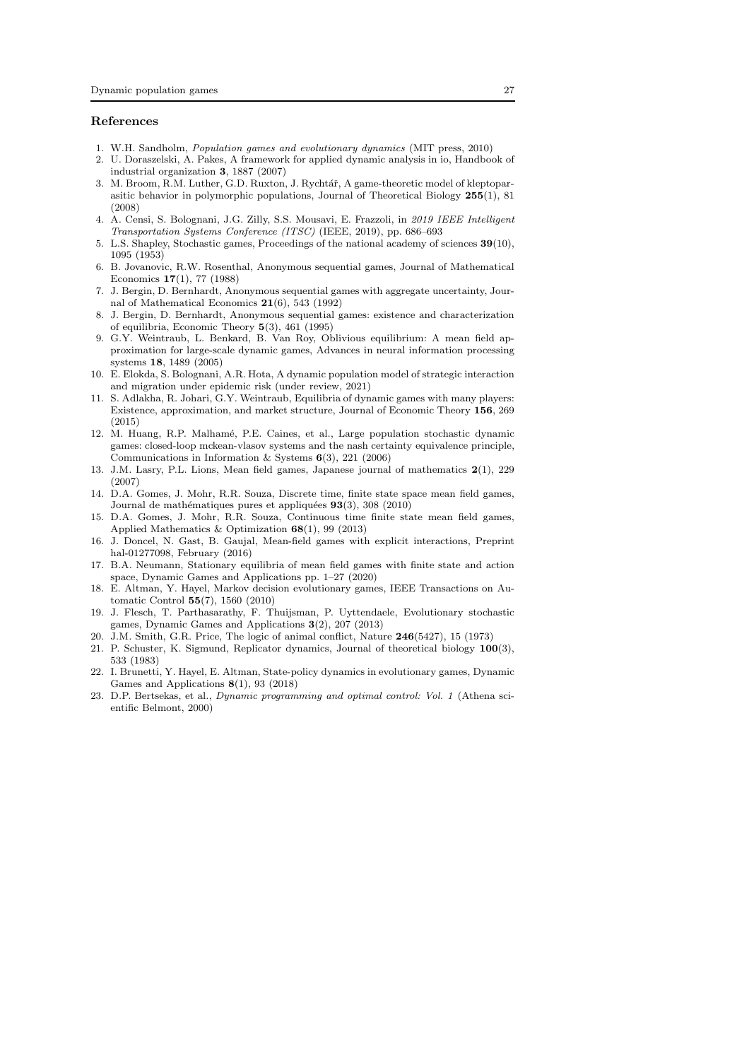## References

1. W.H. Sandholm, *Population games and evolutionary dynamics* (MIT press, 2010)
2. U. Doraszelski, A. Pakes, A framework for applied dynamic analysis in io, Handbook of industrial organization **3**, 1887 (2007)
3. M. Broom, R.M. Luther, G.D. Ruxton, J. Rychtář, A game-theoretic model of kleptoparasitic behavior in polymorphic populations, Journal of Theoretical Biology **255**(1), 81 (2008)
4. A. Censi, S. Bolognani, J.G. Zilly, S.S. Mousavi, E. Frazzoli, in *2019 IEEE Intelligent Transportation Systems Conference (ITSC)* (IEEE, 2019), pp. 686–693
5. L.S. Shapley, Stochastic games, Proceedings of the national academy of sciences **39**(10), 1095 (1953)
6. B. Jovanovic, R.W. Rosenthal, Anonymous sequential games, Journal of Mathematical Economics **17**(1), 77 (1988)
7. J. Bergin, D. Bernhardt, Anonymous sequential games with aggregate uncertainty, Journal of Mathematical Economics **21**(6), 543 (1992)
8. J. Bergin, D. Bernhardt, Anonymous sequential games: existence and characterization of equilibria, Economic Theory **5**(3), 461 (1995)
9. G.Y. Weintraub, L. Benkard, B. Van Roy, Oblivious equilibrium: A mean field approximation for large-scale dynamic games, Advances in neural information processing systems **18**, 1489 (2005)
10. E. Elokda, S. Bolognani, A.R. Hota, A dynamic population model of strategic interaction and migration under epidemic risk (under review, 2021)
11. S. Adlakha, R. Johari, G.Y. Weintraub, Equilibria of dynamic games with many players: Existence, approximation, and market structure, Journal of Economic Theory **156**, 269 (2015)
12. M. Huang, R.P. Malhamé, P.E. Caines, et al., Large population stochastic dynamic games: closed-loop mckean-vlasov systems and the nash certainty equivalence principle, Communications in Information & Systems **6**(3), 221 (2006)
13. J.M. Lasry, P.L. Lions, Mean field games, Japanese journal of mathematics **2**(1), 229 (2007)
14. D.A. Gomes, J. Mohr, R.R. Souza, Discrete time, finite state space mean field games, Journal de mathématiques pures et appliquées **93**(3), 308 (2010)
15. D.A. Gomes, J. Mohr, R.R. Souza, Continuous time finite state mean field games, Applied Mathematics & Optimization **68**(1), 99 (2013)
16. J. Doncel, N. Gast, B. Gaujal, Mean-field games with explicit interactions, Preprint hal-01277098, February (2016)
17. B.A. Neumann, Stationary equilibria of mean field games with finite state and action space, Dynamic Games and Applications pp. 1–27 (2020)
18. E. Altman, Y. Hayel, Markov decision evolutionary games, IEEE Transactions on Automatic Control **55**(7), 1560 (2010)
19. J. Flesch, T. Parthasarathy, F. Thuijsman, P. Uyttendaele, Evolutionary stochastic games, Dynamic Games and Applications **3**(2), 207 (2013)
20. J.M. Smith, G.R. Price, The logic of animal conflict, Nature **246**(5427), 15 (1973)
21. P. Schuster, K. Sigmund, Replicator dynamics, Journal of theoretical biology **100**(3), 533 (1983)
22. I. Brunetti, Y. Hayel, E. Altman, State-policy dynamics in evolutionary games, Dynamic Games and Applications **8**(1), 93 (2018)
23. D.P. Bertsekas, et al., *Dynamic programming and optimal control: Vol. 1* (Athena scientific Belmont, 2000)